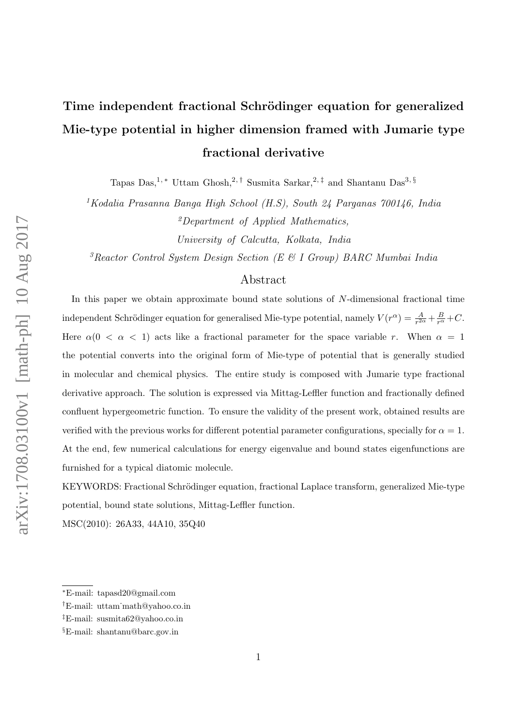# Time independent fractional Schrödinger equation for generalized Mie-type potential in higher dimension framed with Jumarie type fractional derivative

Tapas Das,[1,*] Uttam Ghosh,[2,†] Susmita Sarkar,[2,‡] and Shantanu Das[3,§]

[1]*Kodalia Prasanna Banga High School (H.S), South 24 Parganas 700146, India*

[2]*Department of Applied Mathematics, University of Calcutta, Kolkata, India*

[3]*Reactor Control System Design Section (E & I Group) BARC Mumbai India*

## Abstract

In this paper we obtain approximate bound state solutions of $N$-dimensional fractional time independent Schrödinger equation for generalised Mie-type potential, namely $V(r^\alpha) = \frac{A}{r^{2\alpha}} + \frac{B}{r^\alpha} + C$. Here $\alpha (0 < \alpha < 1)$ acts like a fractional parameter for the space variable $r$. When $\alpha = 1$ the potential converts into the original form of Mie-type of potential that is generally studied in molecular and chemical physics. The entire study is composed with Jumarie type fractional derivative approach. The solution is expressed via Mittag-Leffler function and fractionally defined confluent hypergeometric function. To ensure the validity of the present work, obtained results are verified with the previous works for different potential parameter configurations, specially for $\alpha = 1$. At the end, few numerical calculations for energy eigenvalue and bound states eigenfunctions are furnished for a typical diatomic molecule.

KEYWORDS: Fractional Schrödinger equation, fractional Laplace transform, generalized Mie-type potential, bound state solutions, Mittag-Leffler function.

MSC(2010): 26A33, 44A10, 35Q40

---

*E-mail: tapasd20@gmail.com

†E-mail: uttam˙math@yahoo.co.in

‡E-mail: susmita62@yahoo.co.in

§E-mail: shantanu@barc.gov.in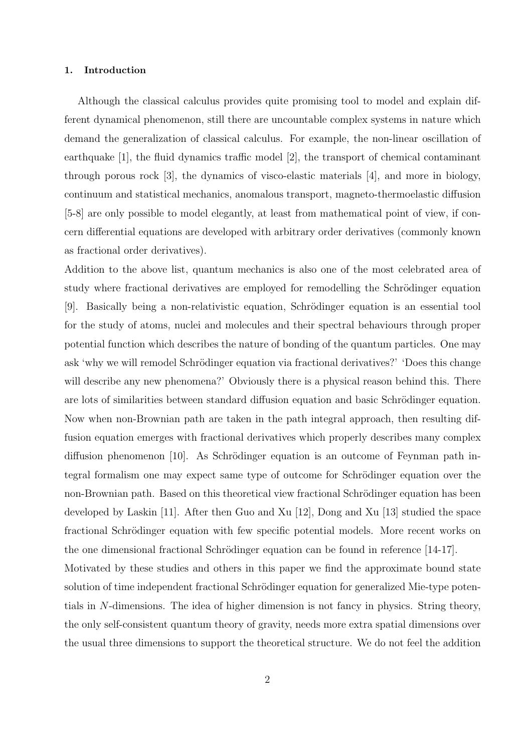### 1. Introduction

Although the classical calculus provides quite promising tool to model and explain different dynamical phenomenon, still there are uncountable complex systems in nature which demand the generalization of classical calculus. For example, the non-linear oscillation of earthquake [1], the fluid dynamics traffic model [2], the transport of chemical contaminant through porous rock [3], the dynamics of visco-elastic materials [4], and more in biology, continuum and statistical mechanics, anomalous transport, magneto-thermoelastic diffusion [5-8] are only possible to model elegantly, at least from mathematical point of view, if concern differential equations are developed with arbitrary order derivatives (commonly known as fractional order derivatives).

Addition to the above list, quantum mechanics is also one of the most celebrated area of study where fractional derivatives are employed for remodelling the Schrödinger equation [9]. Basically being a non-relativistic equation, Schrödinger equation is an essential tool for the study of atoms, nuclei and molecules and their spectral behaviours through proper potential function which describes the nature of bonding of the quantum particles. One may ask 'why we will remodel Schrödinger equation via fractional derivatives?' 'Does this change will describe any new phenomena?' Obviously there is a physical reason behind this. There are lots of similarities between standard diffusion equation and basic Schrödinger equation. Now when non-Brownian path are taken in the path integral approach, then resulting diffusion equation emerges with fractional derivatives which properly describes many complex diffusion phenomenon [10]. As Schrödinger equation is an outcome of Feynman path integral formalism one may expect same type of outcome for Schrödinger equation over the non-Brownian path. Based on this theoretical view fractional Schrödinger equation has been developed by Laskin [11]. After then Guo and Xu [12], Dong and Xu [13] studied the space fractional Schrödinger equation with few specific potential models. More recent works on the one dimensional fractional Schrödinger equation can be found in reference [14-17].

Motivated by these studies and others in this paper we find the approximate bound state solution of time independent fractional Schrödinger equation for generalized Mie-type potentials in $N$-dimensions. The idea of higher dimension is not fancy in physics. String theory, the only self-consistent quantum theory of gravity, needs more extra spatial dimensions over the usual three dimensions to support the theoretical structure. We do not feel the addition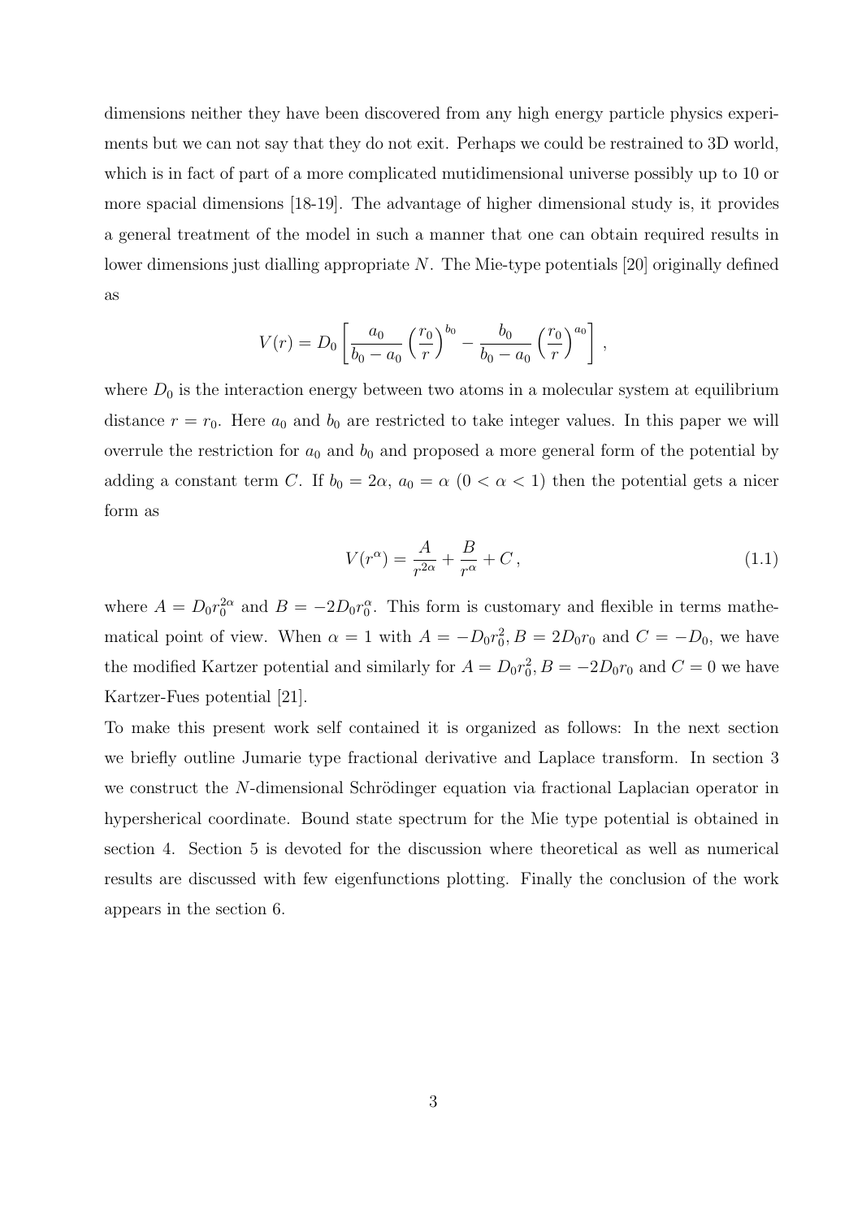dimensions neither they have been discovered from any high energy particle physics experiments but we can not say that they do not exit. Perhaps we could be restrained to 3D world, which is in fact of part of a more complicated mutidimensional universe possibly up to 10 or more spacial dimensions [18-19]. The advantage of higher dimensional study is, it provides a general treatment of the model in such a manner that one can obtain required results in lower dimensions just dialling appropriate $N$. The Mie-type potentials [20] originally defined as

$$V(r) = D_0 \left[ \frac{a_0}{b_0 - a_0} \left( \frac{r_0}{r} \right)^{b_0} - \frac{b_0}{b_0 - a_0} \left( \frac{r_0}{r} \right)^{a_0} \right] ,$$

where $D_0$ is the interaction energy between two atoms in a molecular system at equilibrium distance $r = r_0$. Here $a_0$ and $b_0$ are restricted to take integer values. In this paper we will overrule the restriction for $a_0$ and $b_0$ and proposed a more general form of the potential by adding a constant term $C$. If $b_0 = 2\alpha$, $a_0 = \alpha$ $(0 < \alpha < 1)$ then the potential gets a nicer form as

$$V(r^\alpha) = \frac{A}{r^{2\alpha}} + \frac{B}{r^\alpha} + C \,, \tag{1.1}$$

where $A = D_0 r_0^{2\alpha}$ and $B = -2D_0 r_0^\alpha$. This form is customary and flexible in terms mathematical point of view. When $\alpha = 1$ with $A = -D_0 r_0^2, B = 2D_0 r_0$ and $C = -D_0$, we have the modified Kartzer potential and similarly for $A = D_0 r_0^2, B = -2D_0 r_0$ and $C = 0$ we have Kartzer-Fues potential [21].

To make this present work self contained it is organized as follows: In the next section we briefly outline Jumarie type fractional derivative and Laplace transform. In section 3 we construct the $N$-dimensional Schrödinger equation via fractional Laplacian operator in hypersherical coordinate. Bound state spectrum for the Mie type potential is obtained in section 4. Section 5 is devoted for the discussion where theoretical as well as numerical results are discussed with few eigenfunctions plotting. Finally the conclusion of the work appears in the section 6.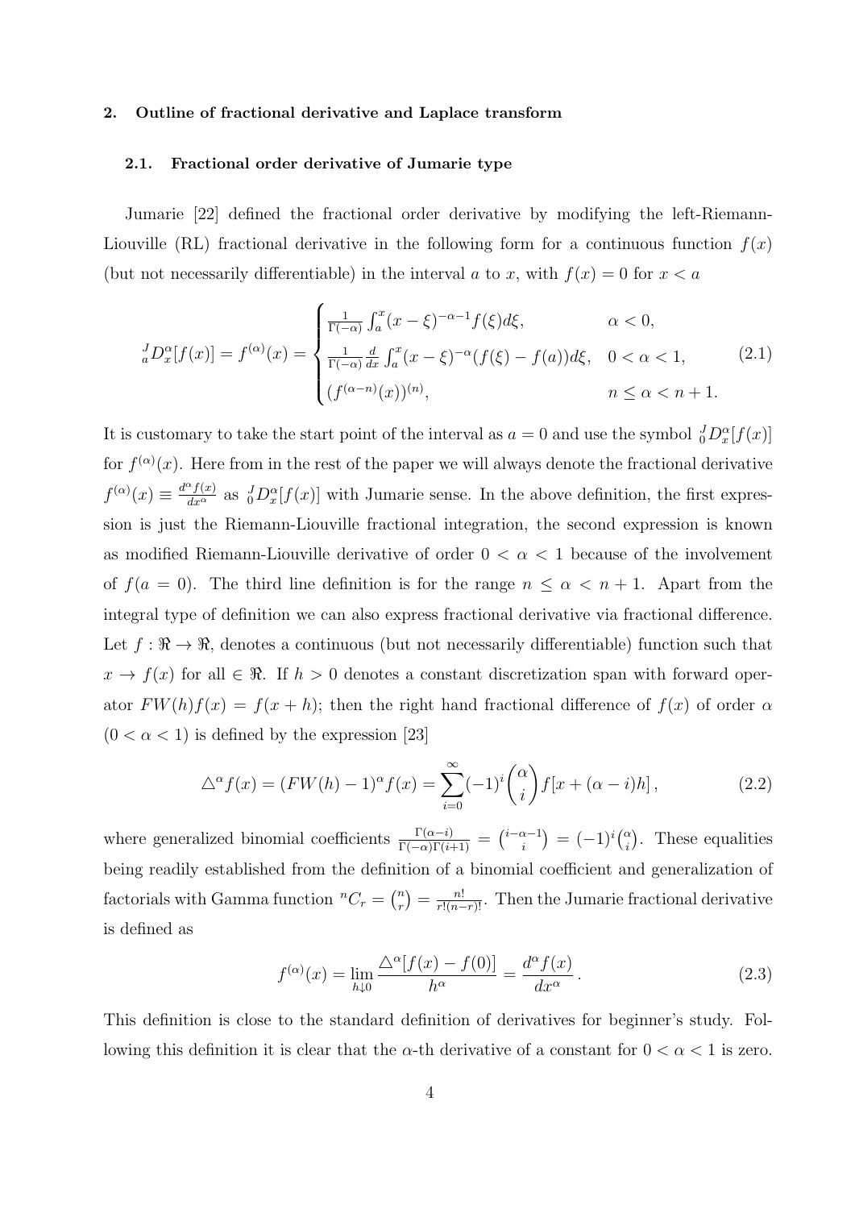## 2. Outline of fractional derivative and Laplace transform

### 2.1. Fractional order derivative of Jumarie type

Jumarie [22] defined the fractional order derivative by modifying the left-Riemann-Liouville (RL) fractional derivative in the following form for a continuous function $f(x)$ (but not necessarily differentiable) in the interval $a$ to $x$, with $f(x) = 0$ for $x < a$

$$
{}_a^J D_x^\alpha [f(x)] = f^{(\alpha)}(x) = \begin{cases} \frac{1}{\Gamma(-\alpha)} \int_a^x (x-\xi)^{-\alpha-1} f(\xi) d\xi, & \alpha < 0, \\ \frac{1}{\Gamma(-\alpha)} \frac{d}{dx} \int_a^x (x-\xi)^{-\alpha} (f(\xi) - f(a)) d\xi, & 0 < \alpha < 1, \\ (f^{(\alpha - n)}(x))^{(n)}, & n \leq \alpha < n+1. \end{cases} \tag{2.1}
$$

It is customary to take the start point of the interval as $a = 0$ and use the symbol ${}_0^J D_x^\alpha [f(x)]$ for $f^{(\alpha)}(x)$. Here from in the rest of the paper we will always denote the fractional derivative $f^{(\alpha)}(x) \equiv \frac{d^\alpha f(x)}{dx^\alpha}$ as ${}_0^J D_x^\alpha [f(x)]$ with Jumarie sense. In the above definition, the first expression is just the Riemann-Liouville fractional integration, the second expression is known as modified Riemann-Liouville derivative of order $0 < \alpha < 1$ because of the involvement of $f(a = 0)$. The third line definition is for the range $n \leq \alpha < n + 1$. Apart from the integral type of definition we can also express fractional derivative via fractional difference. Let $f : \Re \rightarrow \Re$, denotes a continuous (but not necessarily differentiable) function such that $x \rightarrow f(x)$ for all $\in \Re$. If $h > 0$ denotes a constant discretization span with forward operator $FW(h)f(x) = f(x + h)$; then the right hand fractional difference of $f(x)$ of order $\alpha$ $(0 < \alpha < 1)$ is defined by the expression [23]

$$
\triangle^\alpha f(x) = (FW(h) - 1)^\alpha f(x) = \sum_{i=0}^{\infty} (-1)^i \binom{\alpha}{i} f[x + (\alpha - i)h], \tag{2.2}
$$

where generalized binomial coefficients $\frac{\Gamma(\alpha - i)}{\Gamma(-\alpha)\Gamma(i+1)} = \binom{i-\alpha-1}{i} = (-1)^i \binom{\alpha}{i}$. These equalities being readily established from the definition of a binomial coefficient and generalization of factorials with Gamma function ${}^nC_r = \binom{n}{r} = \frac{n!}{r!(n-r)!}$. Then the Jumarie fractional derivative is defined as

$$
f^{(\alpha)}(x) = \lim_{h \downarrow 0} \frac{\triangle^\alpha [f(x) - f(0)]}{h^\alpha} = \frac{d^\alpha f(x)}{dx^\alpha}. \tag{2.3}
$$

This definition is close to the standard definition of derivatives for beginner's study. Following this definition it is clear that the $\alpha$-th derivative of a constant for $0 < \alpha < 1$ is zero.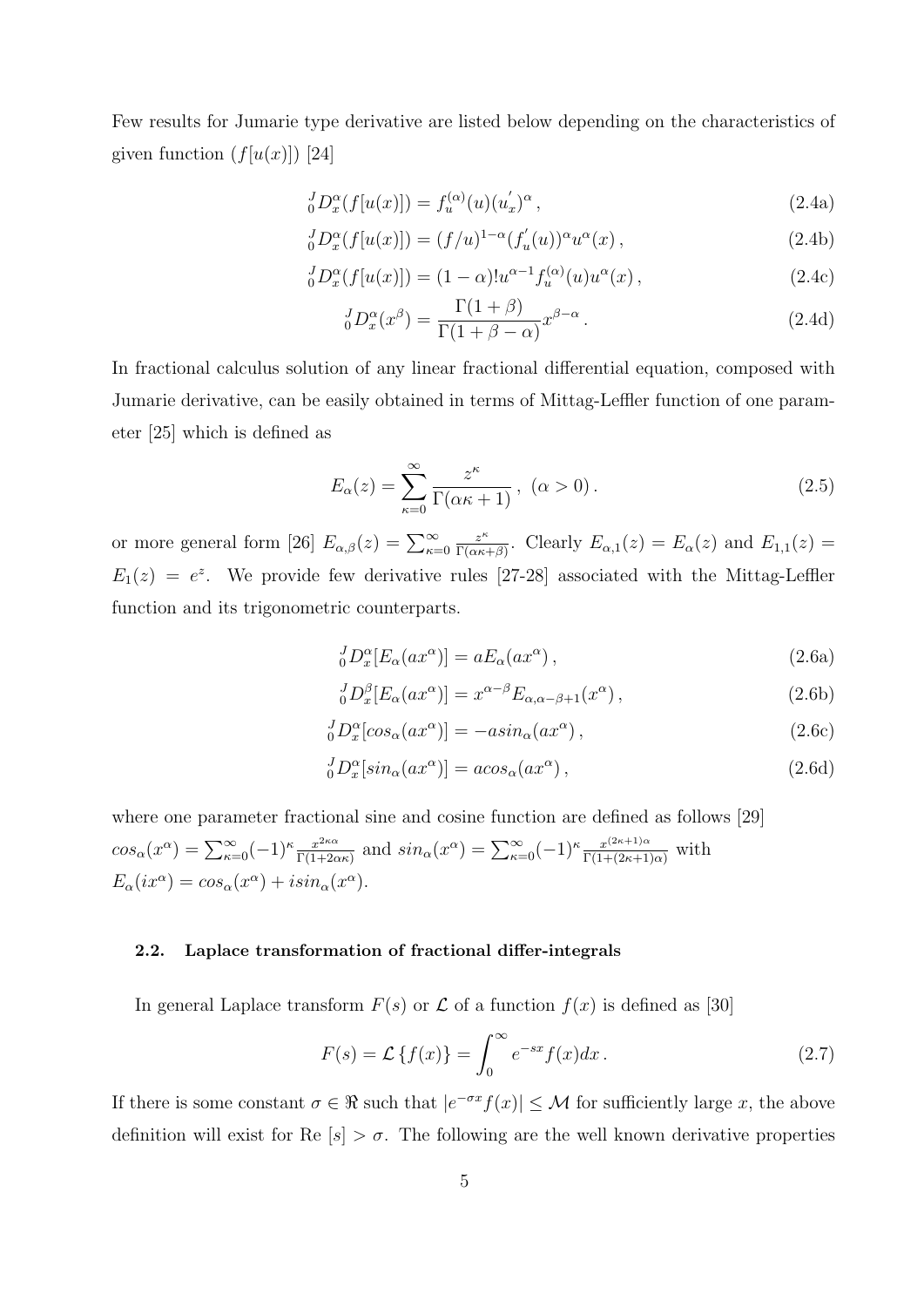Few results for Jumarie type derivative are listed below depending on the characteristics of given function $(f[u(x)])$ [24]

$$
{}_0^J D_x^\alpha (f[u(x)]) = f_u^{(\alpha)}(u)(u_x^{'})^\alpha \,, \tag{2.4a}
$$

$$
{}_0^J D_x^\alpha (f[u(x)]) = (f/u)^{1-\alpha}(f_u^{'}(u))^\alpha u^\alpha(x) \,, \tag{2.4b}
$$

$$
{}_0^J D_x^\alpha (f[u(x)]) = (1-\alpha)! u^{\alpha-1} f_u^{(\alpha)}(u) u^\alpha(x) \,, \tag{2.4c}
$$

$$
{}_0^J D_x^\alpha (x^\beta) = \frac{\Gamma(1+\beta)}{\Gamma(1+\beta-\alpha)} x^{\beta-\alpha} \,. \tag{2.4d}
$$

In fractional calculus solution of any linear fractional differential equation, composed with Jumarie derivative, can be easily obtained in terms of Mittag-Leffler function of one parameter [25] which is defined as

$$
E_\alpha(z) = \sum_{\kappa=0}^{\infty} \frac{z^\kappa}{\Gamma(\alpha\kappa+1)} \,, \ (\alpha > 0) \,. \tag{2.5}
$$

or more general form [26] $E_{\alpha,\beta}(z) = \sum_{\kappa=0}^{\infty} \frac{z^\kappa}{\Gamma(\alpha\kappa+\beta)}$. Clearly $E_{\alpha,1}(z) = E_\alpha(z)$ and $E_{1,1}(z) = E_1(z) = e^z$. We provide few derivative rules [27-28] associated with the Mittag-Leffler function and its trigonometric counterparts.

$$
{}_0^J D_x^\alpha [E_\alpha(ax^\alpha)] = aE_\alpha(ax^\alpha) \,, \tag{2.6a}
$$

$$
{}_0^J D_x^\beta [E_\alpha(ax^\alpha)] = x^{\alpha-\beta} E_{\alpha,\alpha-\beta+1}(x^\alpha) \,, \tag{2.6b}
$$

$$
{}_0^J D_x^\alpha [cos_\alpha(ax^\alpha)] = -a sin_\alpha(ax^\alpha) \,, \tag{2.6c}
$$

$$
{}_0^J D_x^\alpha [sin_\alpha(ax^\alpha)] = a cos_\alpha(ax^\alpha) \,, \tag{2.6d}
$$

where one parameter fractional sine and cosine function are defined as follows [29] $cos_\alpha(x^\alpha) = \sum_{\kappa=0}^{\infty} (-1)^\kappa \frac{x^{2\kappa\alpha}}{\Gamma(1+2\alpha\kappa)}$ and $sin_\alpha(x^\alpha) = \sum_{\kappa=0}^{\infty} (-1)^\kappa \frac{x^{(2\kappa+1)\alpha}}{\Gamma(1+(2\kappa+1)\alpha)}$ with $E_\alpha(ix^\alpha) = cos_\alpha(x^\alpha) + i sin_\alpha(x^\alpha)$.

### 2.2. Laplace transformation of fractional differ-integrals

In general Laplace transform $F(s)$ or $\mathcal{L}$ of a function $f(x)$ is defined as [30]

$$
F(s) = \mathcal{L}\{f(x)\} = \int_0^\infty e^{-sx} f(x) dx \,. \tag{2.7}
$$

If there is some constant $\sigma \in \Re$ such that $|e^{-\sigma x} f(x)| \leq \mathcal{M}$ for sufficiently large $x$, the above definition will exist for Re $[s] > \sigma$. The following are the well known derivative properties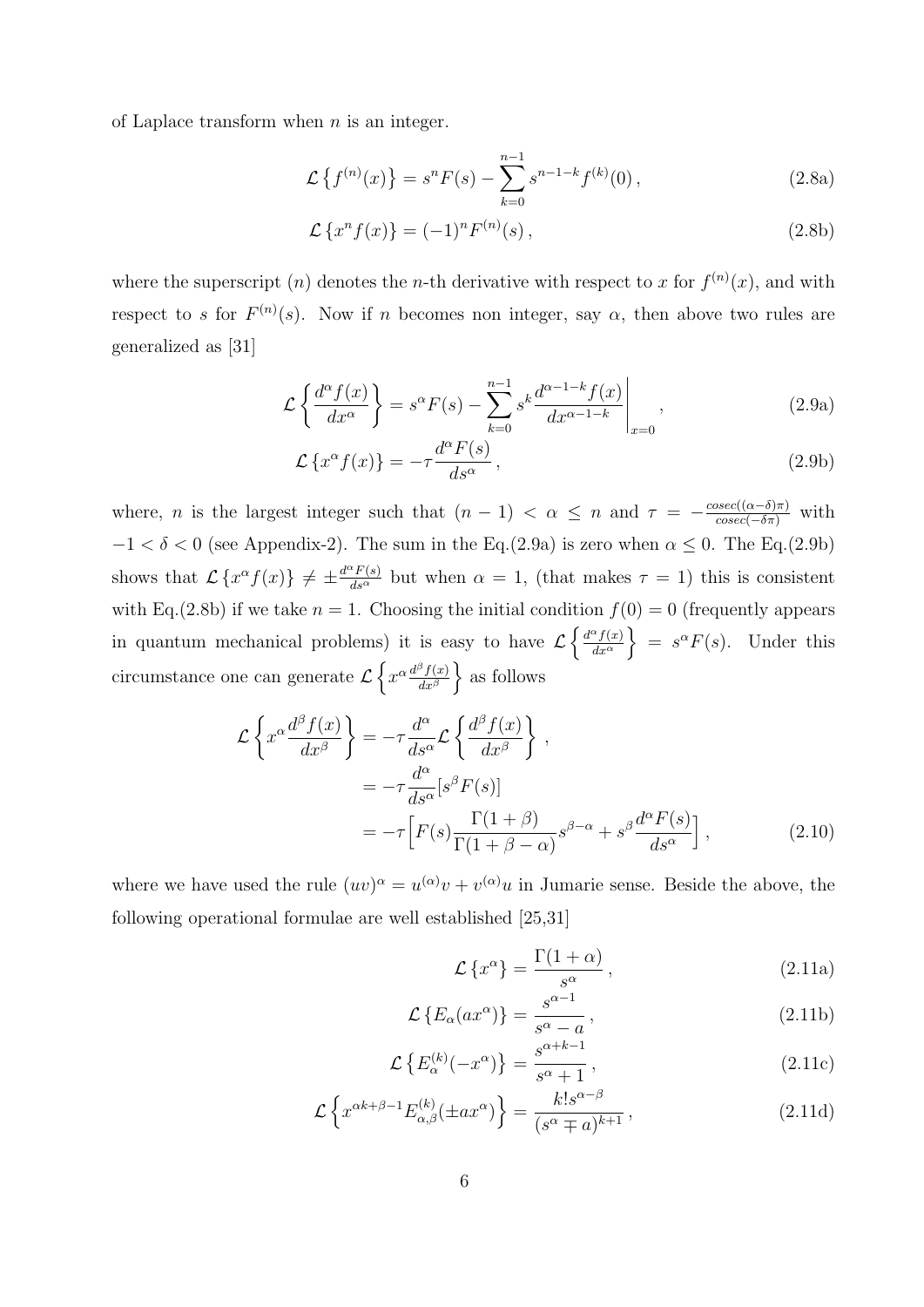of Laplace transform when $n$ is an integer.

$$\mathcal{L}\left\{f^{(n)}(x)\right\} = s^n F(s) - \sum_{k=0}^{n-1} s^{n-1-k} f^{(k)}(0)\,, \tag{2.8a}$$

$$\mathcal{L}\left\{x^n f(x)\right\} = (-1)^n F^{(n)}(s)\,, \tag{2.8b}$$

where the superscript $(n)$ denotes the $n$-th derivative with respect to $x$ for $f^{(n)}(x)$, and with respect to $s$ for $F^{(n)}(s)$. Now if $n$ becomes non integer, say $\alpha$, then above two rules are generalized as [31]

$$\mathcal{L}\left\{\frac{d^\alpha f(x)}{dx^\alpha}\right\} = s^\alpha F(s) - \sum_{k=0}^{n-1} s^k \frac{d^{\alpha-1-k} f(x)}{dx^{\alpha-1-k}}\bigg|_{x=0}\,, \tag{2.9a}$$

$$\mathcal{L}\left\{x^\alpha f(x)\right\} = -\tau \frac{d^\alpha F(s)}{ds^\alpha}\,, \tag{2.9b}$$

where, $n$ is the largest integer such that $(n-1) < \alpha \leq n$ and $\tau = -\frac{cosec((\alpha-\delta)\pi)}{cosec(-\delta\pi)}$ with $-1 < \delta < 0$ (see Appendix-2). The sum in the Eq.(2.9a) is zero when $\alpha \leq 0$. The Eq.(2.9b) shows that $\mathcal{L}\left\{x^\alpha f(x)\right\} \neq \pm\frac{d^\alpha F(s)}{ds^\alpha}$ but when $\alpha = 1$, (that makes $\tau = 1$) this is consistent with Eq.(2.8b) if we take $n = 1$. Choosing the initial condition $f(0) = 0$ (frequently appears in quantum mechanical problems) it is easy to have $\mathcal{L}\left\{\frac{d^\alpha f(x)}{dx^\alpha}\right\} = s^\alpha F(s)$. Under this circumstance one can generate $\mathcal{L}\left\{x^\alpha \frac{d^\beta f(x)}{dx^\beta}\right\}$ as follows

$$\begin{aligned}
\mathcal{L}\left\{x^\alpha \frac{d^\beta f(x)}{dx^\beta}\right\} &= -\tau \frac{d^\alpha}{ds^\alpha} \mathcal{L}\left\{\frac{d^\beta f(x)}{dx^\beta}\right\}\,, \\
&= -\tau \frac{d^\alpha}{ds^\alpha}[s^\beta F(s)] \\
&= -\tau \Big[F(s) \frac{\Gamma(1+\beta)}{\Gamma(1+\beta-\alpha)} s^{\beta-\alpha} + s^\beta \frac{d^\alpha F(s)}{ds^\alpha}\Big]\,,
\end{aligned} \tag{2.10}$$

where we have used the rule $(uv)^\alpha = u^{(\alpha)}v + v^{(\alpha)}u$ in Jumarie sense. Beside the above, the following operational formulae are well established [25,31]

$$\mathcal{L}\left\{x^\alpha\right\} = \frac{\Gamma(1+\alpha)}{s^\alpha}\,, \tag{2.11a}$$

$$\mathcal{L}\left\{E_\alpha(ax^\alpha)\right\} = \frac{s^{\alpha-1}}{s^\alpha - a}\,, \tag{2.11b}$$

$$\mathcal{L}\left\{E_\alpha^{(k)}(-x^\alpha)\right\} = \frac{s^{\alpha+k-1}}{s^\alpha + 1}\,, \tag{2.11c}$$

$$\mathcal{L}\left\{x^{\alpha k+\beta-1} E_{\alpha,\beta}^{(k)}(\pm a x^\alpha)\right\} = \frac{k!\, s^{\alpha-\beta}}{(s^\alpha \mp a)^{k+1}}\,, \tag{2.11d}$$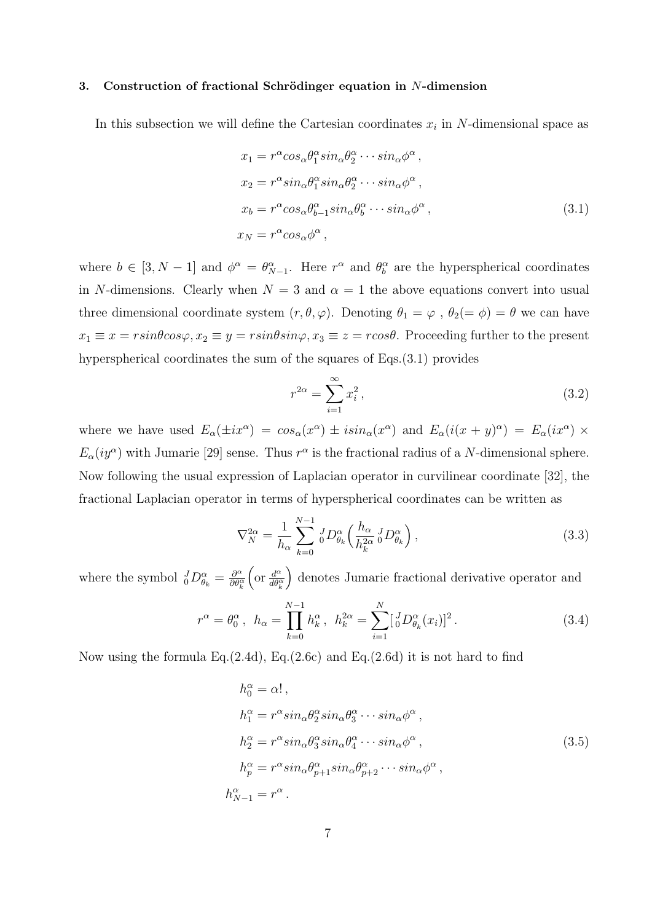### 3. Construction of fractional Schrödinger equation in $N$-dimension

In this subsection we will define the Cartesian coordinates $x_i$ in $N$-dimensional space as

$$
\begin{aligned}
x_1 &= r^\alpha cos_\alpha \theta_1^\alpha sin_\alpha \theta_2^\alpha \cdots sin_\alpha \phi^\alpha \,, \\
x_2 &= r^\alpha sin_\alpha \theta_1^\alpha sin_\alpha \theta_2^\alpha \cdots sin_\alpha \phi^\alpha \,, \\
x_b &= r^\alpha cos_\alpha \theta_{b-1}^\alpha sin_\alpha \theta_b^\alpha \cdots sin_\alpha \phi^\alpha \,, \\
x_N &= r^\alpha cos_\alpha \phi^\alpha \,,
\end{aligned}
\tag{3.1}
$$

where $b \in [3, N-1]$ and $\phi^\alpha = \theta_{N-1}^\alpha$. Here $r^\alpha$ and $\theta_b^\alpha$ are the hyperspherical coordinates in $N$-dimensions. Clearly when $N = 3$ and $\alpha = 1$ the above equations convert into usual three dimensional coordinate system $(r, \theta, \varphi)$. Denoting $\theta_1 = \varphi$ , $\theta_2 (= \phi) = \theta$ we can have $x_1 \equiv x = r sin\theta cos\varphi, x_2 \equiv y = r sin\theta sin\varphi, x_3 \equiv z = r cos\theta$. Proceeding further to the present hyperspherical coordinates the sum of the squares of Eqs.(3.1) provides

$$
r^{2\alpha} = \sum_{i=1}^{\infty} x_i^2 \,, \tag{3.2}
$$

where we have used $E_\alpha(\pm i x^\alpha) = cos_\alpha(x^\alpha) \pm i sin_\alpha(x^\alpha)$ and $E_\alpha(i(x+y)^\alpha) = E_\alpha(ix^\alpha) \times E_\alpha(iy^\alpha)$ with Jumarie [29] sense. Thus $r^\alpha$ is the fractional radius of a $N$-dimensional sphere. Now following the usual expression of Laplacian operator in curvilinear coordinate [32], the fractional Laplacian operator in terms of hyperspherical coordinates can be written as

$$
\nabla_N^{2\alpha} = \frac{1}{h_\alpha} \sum_{k=0}^{N-1} {}_0^J D_{\theta_k}^\alpha \Big( \frac{h_\alpha}{h_k^{2\alpha}} \, {}_0^J D_{\theta_k}^\alpha \Big) \,, \tag{3.3}
$$

where the symbol ${}_0^J D_{\theta_k}^\alpha = \frac{\partial^\alpha}{\partial \theta_k^\alpha} \Big( \text{or } \frac{d^\alpha}{d\theta_k^\alpha} \Big)$ denotes Jumarie fractional derivative operator and

$$
r^\alpha = \theta_0^\alpha \,, \;\; h_\alpha = \prod_{k=0}^{N-1} h_k^\alpha \,, \;\; h_k^{2\alpha} = \sum_{i=1}^{N} [\, {}_0^J D_{\theta_k}^\alpha (x_i)]^2 \,. \tag{3.4}
$$

Now using the formula Eq.(2.4d), Eq.(2.6c) and Eq.(2.6d) it is not hard to find

$$
\begin{aligned}
h_0^\alpha &= \alpha! \,, \\
h_1^\alpha &= r^\alpha sin_\alpha \theta_2^\alpha sin_\alpha \theta_3^\alpha \cdots sin_\alpha \phi^\alpha \,, \\
h_2^\alpha &= r^\alpha sin_\alpha \theta_3^\alpha sin_\alpha \theta_4^\alpha \cdots sin_\alpha \phi^\alpha \,, \\
h_p^\alpha &= r^\alpha sin_\alpha \theta_{p+1}^\alpha sin_\alpha \theta_{p+2}^\alpha \cdots sin_\alpha \phi^\alpha \,, \\
h_{N-1}^\alpha &= r^\alpha \,.
\end{aligned}
\tag{3.5}
$$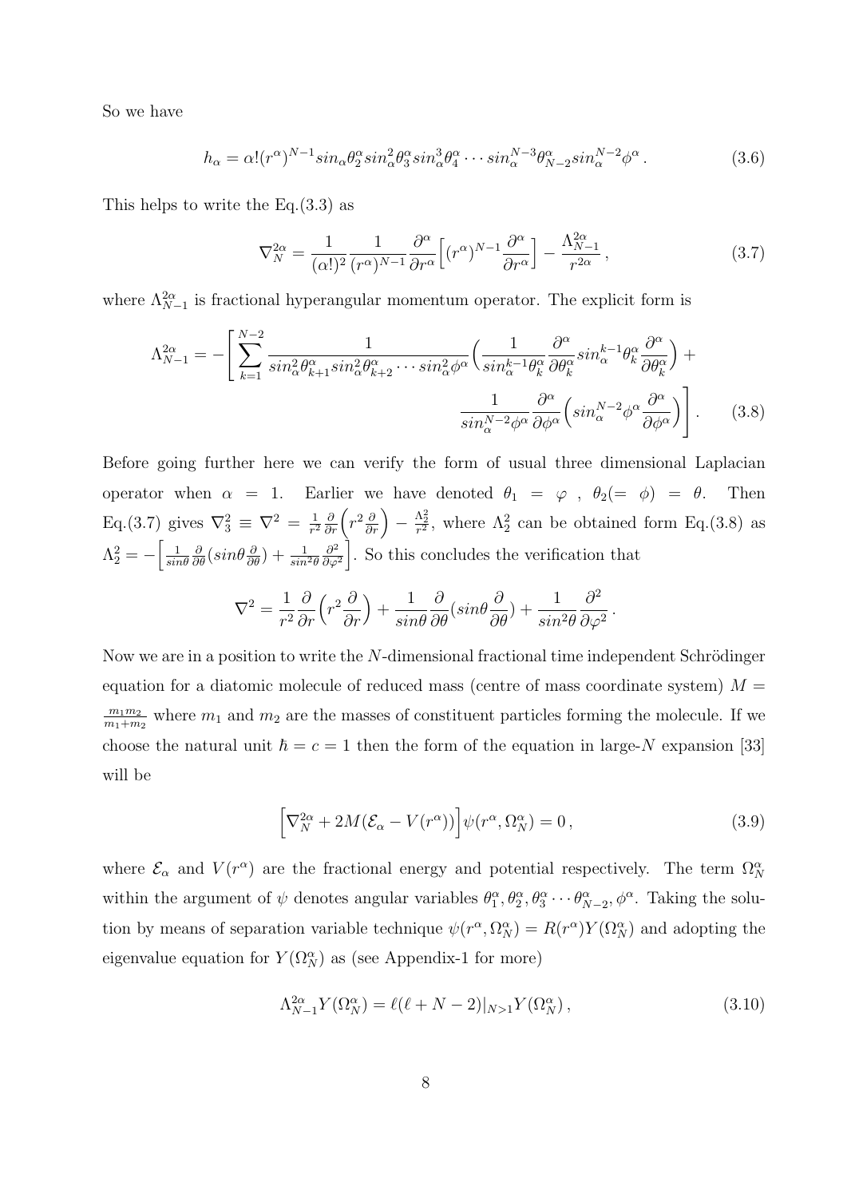So we have

$$h_\alpha = \alpha!(r^\alpha)^{N-1} sin_\alpha \theta_2^\alpha sin_\alpha^2 \theta_3^\alpha sin_\alpha^3 \theta_4^\alpha \cdots sin_\alpha^{N-3} \theta_{N-2}^\alpha sin_\alpha^{N-2} \phi^\alpha \,. \tag{3.6}$$

This helps to write the Eq.(3.3) as

$$\nabla_N^{2\alpha} = \frac{1}{(\alpha!)^2} \frac{1}{(r^\alpha)^{N-1}} \frac{\partial^\alpha}{\partial r^\alpha} \Big[ (r^\alpha)^{N-1} \frac{\partial^\alpha}{\partial r^\alpha} \Big] - \frac{\Lambda_{N-1}^{2\alpha}}{r^{2\alpha}} \,, \tag{3.7}$$

where $\Lambda_{N-1}^{2\alpha}$ is fractional hyperangular momentum operator. The explicit form is

$$\Lambda_{N-1}^{2\alpha} = -\Bigg[ \sum_{k=1}^{N-2} \frac{1}{sin_\alpha^2 \theta_{k+1}^\alpha sin_\alpha^2 \theta_{k+2}^\alpha \cdots sin_\alpha^2 \phi^\alpha} \Big( \frac{1}{sin_\alpha^{k-1} \theta_k^\alpha} \frac{\partial^\alpha}{\partial \theta_k^\alpha} sin_\alpha^{k-1} \theta_k^\alpha \frac{\partial^\alpha}{\partial \theta_k^\alpha} \Big) + \frac{1}{sin_\alpha^{N-2} \phi^\alpha} \frac{\partial^\alpha}{\partial \phi^\alpha} \Big( sin_\alpha^{N-2} \phi^\alpha \frac{\partial^\alpha}{\partial \phi^\alpha} \Big) \Bigg] . \tag{3.8}$$

Before going further here we can verify the form of usual three dimensional Laplacian operator when $\alpha = 1$. Earlier we have denoted $\theta_1 = \varphi$ , $\theta_2 (= \phi) = \theta$. Then Eq.(3.7) gives $\nabla_3^2 \equiv \nabla^2 = \frac{1}{r^2} \frac{\partial}{\partial r} \Big( r^2 \frac{\partial}{\partial r} \Big) - \frac{\Lambda_2^2}{r^2}$, where $\Lambda_2^2$ can be obtained form Eq.(3.8) as $\Lambda_2^2 = -\Big[ \frac{1}{sin\theta} \frac{\partial}{\partial \theta} (sin\theta \frac{\partial}{\partial \theta}) + \frac{1}{sin^2\theta} \frac{\partial^2}{\partial \varphi^2} \Big]$. So this concludes the verification that

$$\nabla^2 = \frac{1}{r^2} \frac{\partial}{\partial r} \Big( r^2 \frac{\partial}{\partial r} \Big) + \frac{1}{sin\theta} \frac{\partial}{\partial \theta} (sin\theta \frac{\partial}{\partial \theta}) + \frac{1}{sin^2\theta} \frac{\partial^2}{\partial \varphi^2} \,.$$

Now we are in a position to write the $N$-dimensional fractional time independent Schrödinger equation for a diatomic molecule of reduced mass (centre of mass coordinate system) $M = \frac{m_1 m_2}{m_1 + m_2}$ where $m_1$ and $m_2$ are the masses of constituent particles forming the molecule. If we choose the natural unit $\hbar = c = 1$ then the form of the equation in large-$N$ expansion [33] will be

$$\Big[ \nabla_N^{2\alpha} + 2M(\mathcal{E}_\alpha - V(r^\alpha)) \Big] \psi(r^\alpha, \Omega_N^\alpha) = 0 \,, \tag{3.9}$$

where $\mathcal{E}_\alpha$ and $V(r^\alpha)$ are the fractional energy and potential respectively. The term $\Omega_N^\alpha$ within the argument of $\psi$ denotes angular variables $\theta_1^\alpha, \theta_2^\alpha, \theta_3^\alpha \cdots \theta_{N-2}^\alpha, \phi^\alpha$. Taking the solution by means of separation variable technique $\psi(r^\alpha, \Omega_N^\alpha) = R(r^\alpha) Y(\Omega_N^\alpha)$ and adopting the eigenvalue equation for $Y(\Omega_N^\alpha)$ as (see Appendix-1 for more)

$$\Lambda_{N-1}^{2\alpha} Y(\Omega_N^\alpha) = \ell(\ell + N - 2)|_{N>1} Y(\Omega_N^\alpha) \,, \tag{3.10}$$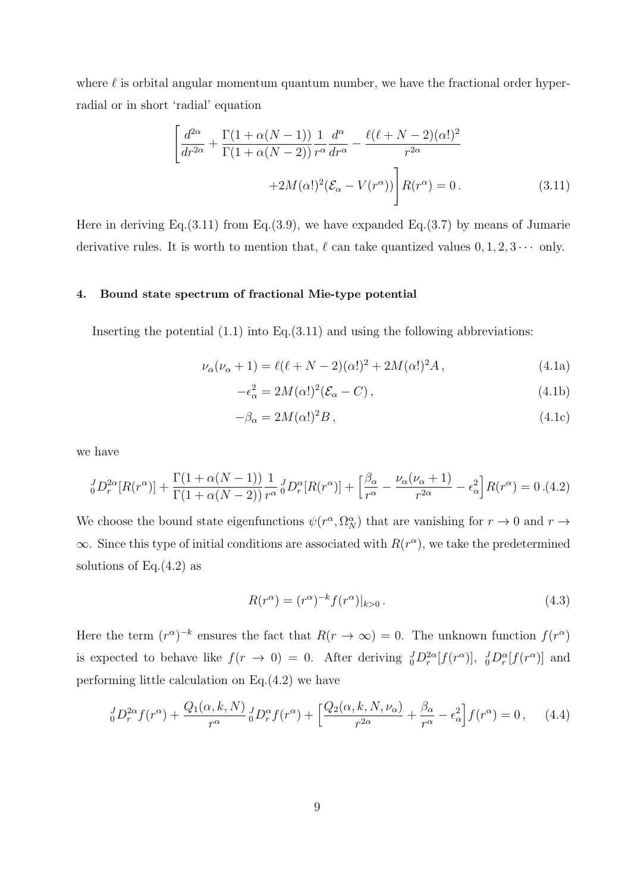where $\ell$ is orbital angular momentum quantum number, we have the fractional order hyper-radial or in short 'radial' equation

$$\left[\frac{d^{2\alpha}}{dr^{2\alpha}} + \frac{\Gamma(1+\alpha(N-1))}{\Gamma(1+\alpha(N-2))}\frac{1}{r^{\alpha}}\frac{d^{\alpha}}{dr^{\alpha}} - \frac{\ell(\ell+N-2)(\alpha!)^2}{r^{2\alpha}} \right.$$
$$\left. + 2M(\alpha!)^2(\mathcal{E}_\alpha - V(r^\alpha))\right]R(r^\alpha) = 0\,. \tag{3.11}$$

Here in deriving Eq.(3.11) from Eq.(3.9), we have expanded Eq.(3.7) by means of Jumarie derivative rules. It is worth to mention that, $\ell$ can take quantized values $0, 1, 2, 3\cdots$ only.

### 4. Bound state spectrum of fractional Mie-type potential

Inserting the potential (1.1) into Eq.(3.11) and using the following abbreviations:

$$\nu_\alpha(\nu_\alpha+1) = \ell(\ell+N-2)(\alpha!)^2 + 2M(\alpha!)^2 A\,, \tag{4.1a}$$

$$-\epsilon_\alpha^2 = 2M(\alpha!)^2(\mathcal{E}_\alpha - C)\,, \tag{4.1b}$$

$$-\beta_\alpha = 2M(\alpha!)^2 B\,, \tag{4.1c}$$

we have

$${}_0^JD_r^{2\alpha}[R(r^\alpha)] + \frac{\Gamma(1+\alpha(N-1))}{\Gamma(1+\alpha(N-2))}\frac{1}{r^\alpha}\,{}_0^JD_r^{\alpha}[R(r^\alpha)] + \Big[\frac{\beta_\alpha}{r^\alpha} - \frac{\nu_\alpha(\nu_\alpha+1)}{r^{2\alpha}} - \epsilon_\alpha^2\Big]R(r^\alpha) = 0\,. \tag{4.2}$$

We choose the bound state eigenfunctions $\psi(r^\alpha, \Omega_N^\alpha)$ that are vanishing for $r \to 0$ and $r \to \infty$. Since this type of initial conditions are associated with $R(r^\alpha)$, we take the predetermined solutions of Eq.(4.2) as

$$R(r^\alpha) = (r^\alpha)^{-k} f(r^\alpha)|_{k>0}\,. \tag{4.3}$$

Here the term $(r^\alpha)^{-k}$ ensures the fact that $R(r \to \infty) = 0$. The unknown function $f(r^\alpha)$ is expected to behave like $f(r \to 0) = 0$. After deriving ${}_0^JD_r^{2\alpha}[f(r^\alpha)]$, ${}_0^JD_r^{\alpha}[f(r^\alpha)]$ and performing little calculation on Eq.(4.2) we have

$${}_0^JD_r^{2\alpha} f(r^\alpha) + \frac{Q_1(\alpha, k, N)}{r^\alpha}\,{}_0^JD_r^{\alpha} f(r^\alpha) + \Big[\frac{Q_2(\alpha, k, N, \nu_\alpha)}{r^{2\alpha}} + \frac{\beta_\alpha}{r^\alpha} - \epsilon_\alpha^2\Big] f(r^\alpha) = 0\,, \tag{4.4}$$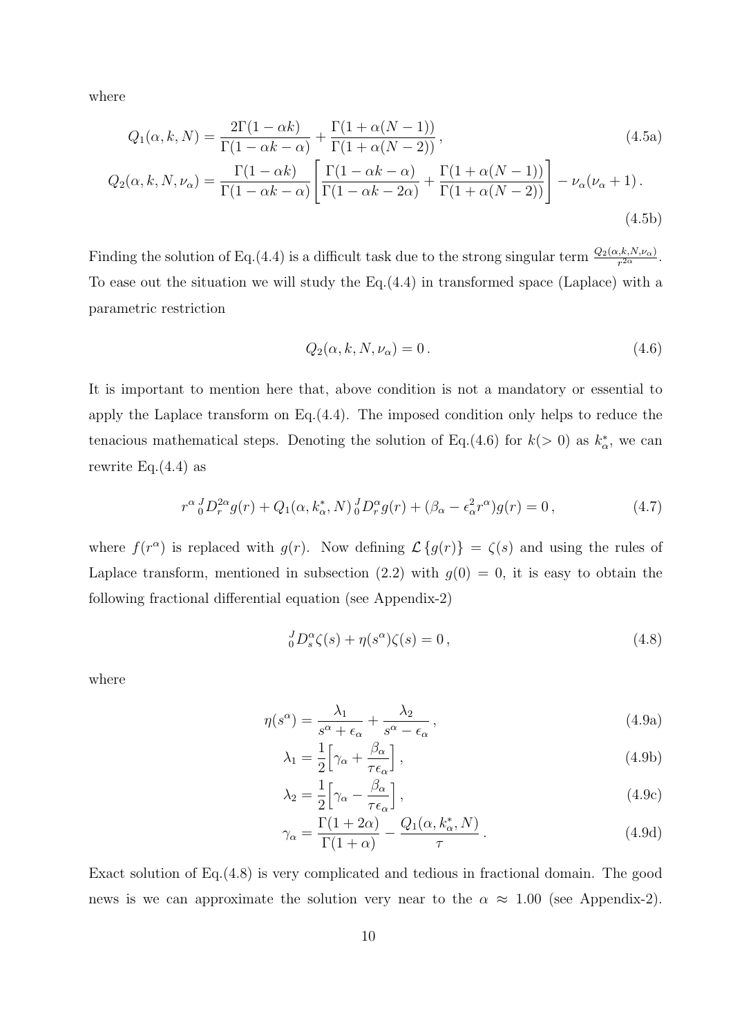where

$$
Q_1(\alpha,k,N) = \frac{2\Gamma(1-\alpha k)}{\Gamma(1-\alpha k-\alpha)} + \frac{\Gamma(1+\alpha(N-1))}{\Gamma(1+\alpha(N-2))}\,, \tag{4.5a}
$$

$$
Q_2(\alpha,k,N,\nu_\alpha) = \frac{\Gamma(1-\alpha k)}{\Gamma(1-\alpha k-\alpha)}\left[\frac{\Gamma(1-\alpha k-\alpha)}{\Gamma(1-\alpha k-2\alpha)} + \frac{\Gamma(1+\alpha(N-1))}{\Gamma(1+\alpha(N-2))}\right] - \nu_\alpha(\nu_\alpha+1)\,. \tag{4.5b}
$$

Finding the solution of Eq.(4.4) is a difficult task due to the strong singular term $\frac{Q_2(\alpha,k,N,\nu_\alpha)}{r^{2\alpha}}$. To ease out the situation we will study the Eq.(4.4) in transformed space (Laplace) with a parametric restriction

$$
Q_2(\alpha,k,N,\nu_\alpha) = 0\,. \tag{4.6}
$$

It is important to mention here that, above condition is not a mandatory or essential to apply the Laplace transform on Eq.(4.4). The imposed condition only helps to reduce the tenacious mathematical steps. Denoting the solution of Eq.(4.6) for $k(>0)$ as $k^*_\alpha$, we can rewrite Eq.(4.4) as

$$
r^\alpha\, {}^J_0D^{2\alpha}_r g(r) + Q_1(\alpha,k^*_\alpha,N)\, {}^J_0D^{\alpha}_r g(r) + (\beta_\alpha - \epsilon_\alpha^2 r^\alpha) g(r) = 0\,, \tag{4.7}
$$

where $f(r^\alpha)$ is replaced with $g(r)$. Now defining $\mathcal{L}\{g(r)\} = \zeta(s)$ and using the rules of Laplace transform, mentioned in subsection (2.2) with $g(0) = 0$, it is easy to obtain the following fractional differential equation (see Appendix-2)

$$
{}^J_0D^{\alpha}_s \zeta(s) + \eta(s^\alpha)\zeta(s) = 0\,, \tag{4.8}
$$

where

$$
\eta(s^\alpha) = \frac{\lambda_1}{s^\alpha+\epsilon_\alpha} + \frac{\lambda_2}{s^\alpha-\epsilon_\alpha}\,, \tag{4.9a}
$$

$$
\lambda_1 = \frac{1}{2}\Big[\gamma_\alpha + \frac{\beta_\alpha}{\tau\epsilon_\alpha}\Big]\,, \tag{4.9b}
$$

$$
\lambda_2 = \frac{1}{2}\Big[\gamma_\alpha - \frac{\beta_\alpha}{\tau\epsilon_\alpha}\Big]\,, \tag{4.9c}
$$

$$
\gamma_\alpha = \frac{\Gamma(1+2\alpha)}{\Gamma(1+\alpha)} - \frac{Q_1(\alpha,k^*_\alpha,N)}{\tau}\,. \tag{4.9d}
$$

Exact solution of Eq.(4.8) is very complicated and tedious in fractional domain. The good news is we can approximate the solution very near to the $\alpha \approx 1.00$ (see Appendix-2).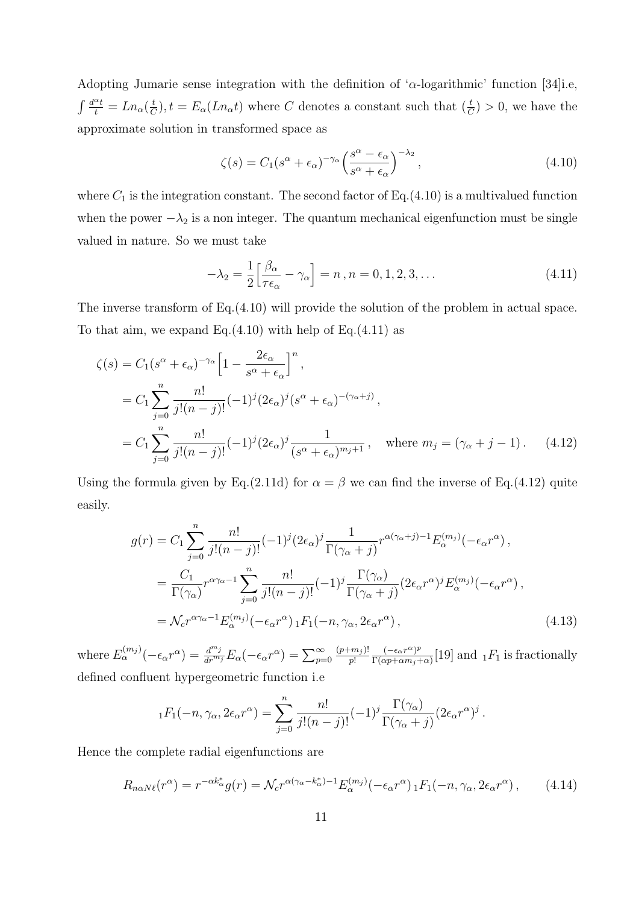Adopting Jumarie sense integration with the definition of '$\alpha$-logarithmic' function [34]i.e, $\int \frac{d^\alpha t}{t} = Ln_\alpha(\frac{t}{C}), t = E_\alpha(Ln_\alpha t)$ where $C$ denotes a constant such that $(\frac{t}{C}) > 0$, we have the approximate solution in transformed space as

$$\zeta(s) = C_1(s^\alpha + \epsilon_\alpha)^{-\gamma_\alpha}\Big(\frac{s^\alpha - \epsilon_\alpha}{s^\alpha + \epsilon_\alpha}\Big)^{-\lambda_2}, \tag{4.10}$$

where $C_1$ is the integration constant. The second factor of Eq.(4.10) is a multivalued function when the power $-\lambda_2$ is a non integer. The quantum mechanical eigenfunction must be single valued in nature. So we must take

$$-\lambda_2 = \frac{1}{2}\Big[\frac{\beta_\alpha}{\tau\epsilon_\alpha} - \gamma_\alpha\Big] = n\,, n = 0, 1, 2, 3, \dots \tag{4.11}$$

The inverse transform of Eq.(4.10) will provide the solution of the problem in actual space. To that aim, we expand Eq.(4.10) with help of Eq.(4.11) as

$$\begin{aligned}
\zeta(s) &= C_1(s^\alpha + \epsilon_\alpha)^{-\gamma_\alpha}\Big[1 - \frac{2\epsilon_\alpha}{s^\alpha + \epsilon_\alpha}\Big]^n, \\
&= C_1\sum_{j=0}^{n}\frac{n!}{j!(n-j)!}(-1)^j(2\epsilon_\alpha)^j(s^\alpha + \epsilon_\alpha)^{-(\gamma_\alpha + j)}, \\
&= C_1\sum_{j=0}^{n}\frac{n!}{j!(n-j)!}(-1)^j(2\epsilon_\alpha)^j\frac{1}{(s^\alpha + \epsilon_\alpha)^{m_j+1}}, \quad \text{where } m_j = (\gamma_\alpha + j - 1)\,.
\end{aligned} \tag{4.12}$$

Using the formula given by Eq.(2.11d) for $\alpha = \beta$ we can find the inverse of Eq.(4.12) quite easily.

$$\begin{aligned}
g(r) &= C_1\sum_{j=0}^{n}\frac{n!}{j!(n-j)!}(-1)^j(2\epsilon_\alpha)^j\frac{1}{\Gamma(\gamma_\alpha + j)}r^{\alpha(\gamma_\alpha+j)-1}E_\alpha^{(m_j)}(-\epsilon_\alpha r^\alpha)\,, \\
&= \frac{C_1}{\Gamma(\gamma_\alpha)}r^{\alpha\gamma_\alpha - 1}\sum_{j=0}^{n}\frac{n!}{j!(n-j)!}(-1)^j\frac{\Gamma(\gamma_\alpha)}{\Gamma(\gamma_\alpha + j)}(2\epsilon_\alpha r^\alpha)^j E_\alpha^{(m_j)}(-\epsilon_\alpha r^\alpha)\,, \\
&= \mathcal{N}_c r^{\alpha\gamma_\alpha - 1}E_\alpha^{(m_j)}(-\epsilon_\alpha r^\alpha)\,{}_1F_1(-n, \gamma_\alpha, 2\epsilon_\alpha r^\alpha)\,,
\end{aligned} \tag{4.13}$$

where $E_\alpha^{(m_j)}(-\epsilon_\alpha r^\alpha) = \frac{d^{m_j}}{dr^{m_j}}E_\alpha(-\epsilon_\alpha r^\alpha) = \sum_{p=0}^{\infty}\frac{(p+m_j)!}{p!}\frac{(-\epsilon_\alpha r^\alpha)^p}{\Gamma(\alpha p + \alpha m_j + \alpha)}$[19] and ${}_1F_1$ is fractionally defined confluent hypergeometric function i.e

$${}_1F_1(-n, \gamma_\alpha, 2\epsilon_\alpha r^\alpha) = \sum_{j=0}^{n}\frac{n!}{j!(n-j)!}(-1)^j\frac{\Gamma(\gamma_\alpha)}{\Gamma(\gamma_\alpha + j)}(2\epsilon_\alpha r^\alpha)^j\,.$$

Hence the complete radial eigenfunctions are

$$R_{n\alpha N\ell}(r^\alpha) = r^{-\alpha k_\alpha^*}g(r) = \mathcal{N}_c r^{\alpha(\gamma_\alpha - k_\alpha^*)-1}E_\alpha^{(m_j)}(-\epsilon_\alpha r^\alpha)\,{}_1F_1(-n, \gamma_\alpha, 2\epsilon_\alpha r^\alpha)\,, \tag{4.14}$$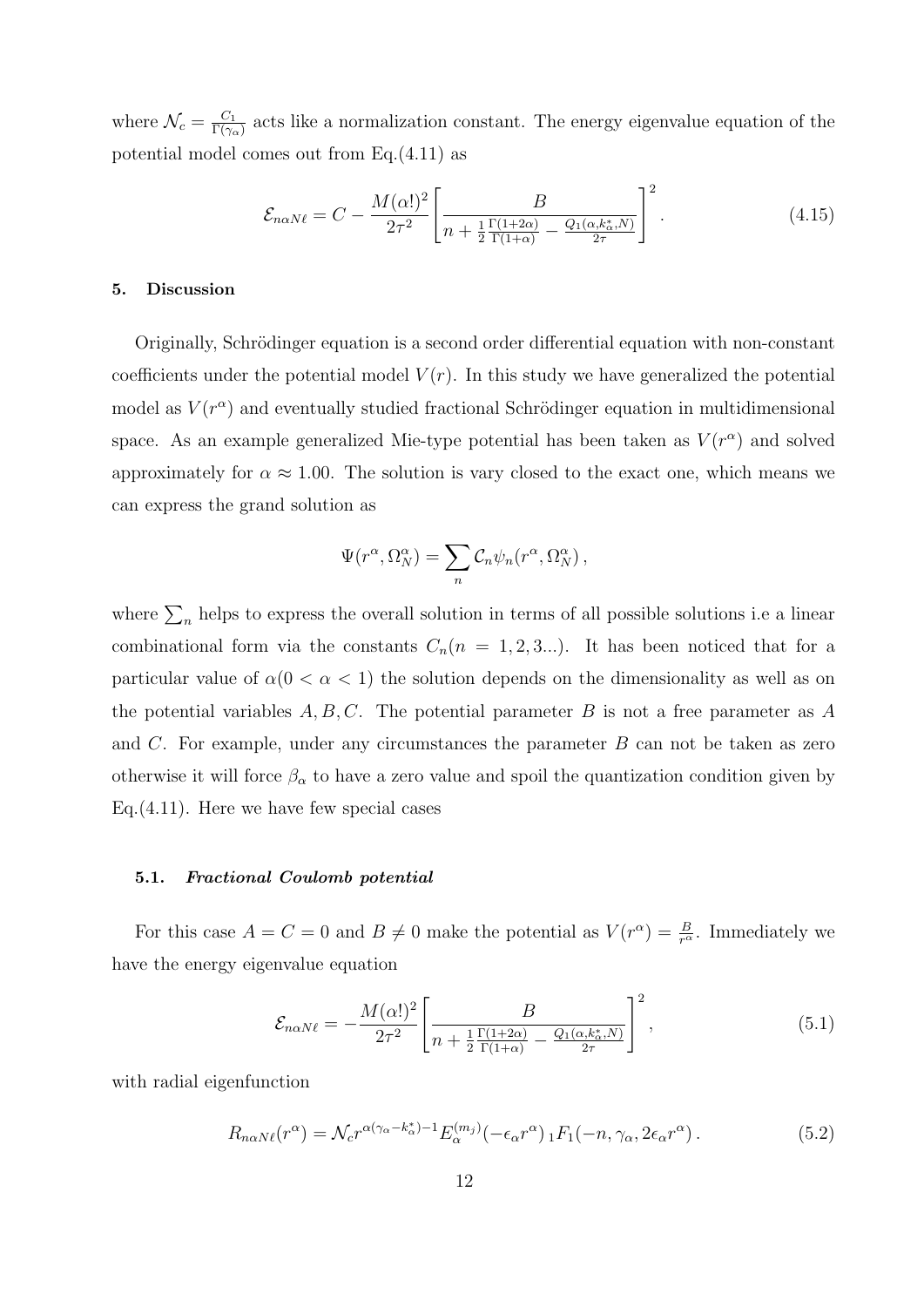where $\mathcal{N}_c = \frac{C_1}{\Gamma(\gamma_\alpha)}$ acts like a normalization constant. The energy eigenvalue equation of the potential model comes out from Eq.(4.11) as

$$\mathcal{E}_{n\alpha N\ell} = C - \frac{M(\alpha!)^2}{2\tau^2}\left[\frac{B}{n + \frac{1}{2}\frac{\Gamma(1+2\alpha)}{\Gamma(1+\alpha)} - \frac{Q_1(\alpha,k^*_\alpha,N)}{2\tau}}\right]^2 . \tag{4.15}$$

## 5. Discussion

Originally, Schrödinger equation is a second order differential equation with non-constant coefficients under the potential model $V(r)$. In this study we have generalized the potential model as $V(r^\alpha)$ and eventually studied fractional Schrödinger equation in multidimensional space. As an example generalized Mie-type potential has been taken as $V(r^\alpha)$ and solved approximately for $\alpha \approx 1.00$. The solution is vary closed to the exact one, which means we can express the grand solution as

$$\Psi(r^\alpha, \Omega^\alpha_N) = \sum_n \mathcal{C}_n \psi_n(r^\alpha, \Omega^\alpha_N)\,,$$

where $\sum_n$ helps to express the overall solution in terms of all possible solutions i.e a linear combinational form via the constants $C_n (n = 1, 2, 3...)$. It has been noticed that for a particular value of $\alpha (0 < \alpha < 1)$ the solution depends on the dimensionality as well as on the potential variables $A, B, C$. The potential parameter $B$ is not a free parameter as $A$ and $C$. For example, under any circumstances the parameter $B$ can not be taken as zero otherwise it will force $\beta_\alpha$ to have a zero value and spoil the quantization condition given by Eq.(4.11). Here we have few special cases

### 5.1. *Fractional Coulomb potential*

For this case $A = C = 0$ and $B \neq 0$ make the potential as $V(r^\alpha) = \frac{B}{r^\alpha}$. Immediately we have the energy eigenvalue equation

$$\mathcal{E}_{n\alpha N\ell} = -\frac{M(\alpha!)^2}{2\tau^2}\left[\frac{B}{n + \frac{1}{2}\frac{\Gamma(1+2\alpha)}{\Gamma(1+\alpha)} - \frac{Q_1(\alpha,k^*_\alpha,N)}{2\tau}}\right]^2 , \tag{5.1}$$

with radial eigenfunction

$$R_{n\alpha N\ell}(r^\alpha) = \mathcal{N}_c r^{\alpha(\gamma_\alpha - k^*_\alpha)-1} E^{(m_j)}_\alpha(-\epsilon_\alpha r^\alpha)\, {}_1F_1(-n, \gamma_\alpha, 2\epsilon_\alpha r^\alpha)\,. \tag{5.2}$$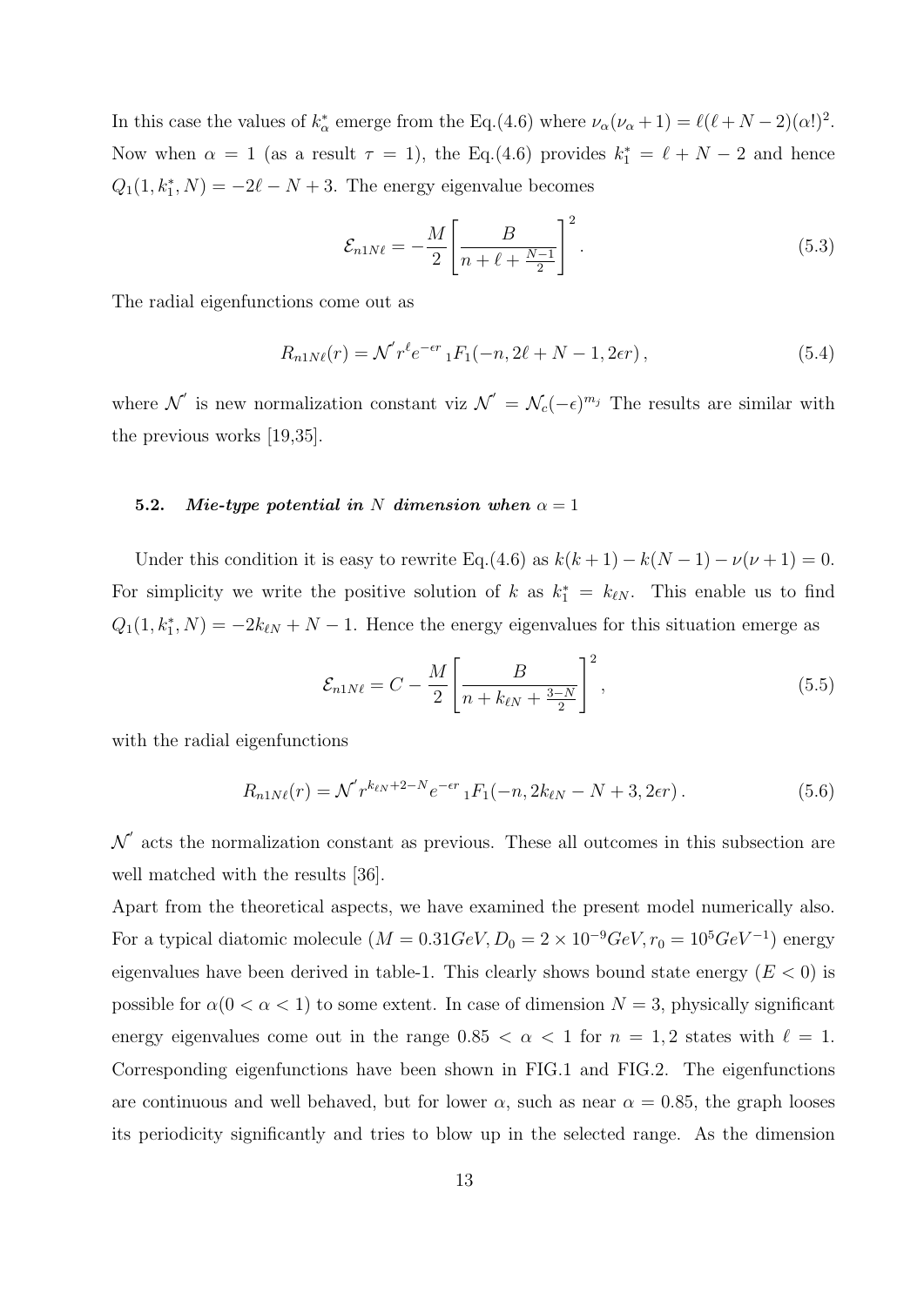In this case the values of $k^*_\alpha$ emerge from the Eq.(4.6) where $\nu_\alpha(\nu_\alpha+1) = \ell(\ell+N-2)(\alpha!)^2$. Now when $\alpha = 1$ (as a result $\tau = 1$), the Eq.(4.6) provides $k^*_1 = \ell + N - 2$ and hence $Q_1(1, k^*_1, N) = -2\ell - N + 3$. The energy eigenvalue becomes

$$\mathcal{E}_{n1N\ell} = -\frac{M}{2}\left[\frac{B}{n+\ell+\frac{N-1}{2}}\right]^2 . \tag{5.3}$$

The radial eigenfunctions come out as

$$R_{n1N\ell}(r) = \mathcal{N}' r^\ell e^{-\epsilon r}\, {}_1F_1(-n, 2\ell+N-1, 2\epsilon r)\,, \tag{5.4}$$

where $\mathcal{N}'$ is new normalization constant viz $\mathcal{N}' = \mathcal{N}_c(-\epsilon)^{m_j}$ The results are similar with the previous works [19,35].

### 5.2. *Mie-type potential in $N$ dimension when $\alpha = 1$*

Under this condition it is easy to rewrite Eq.(4.6) as $k(k+1) - k(N-1) - \nu(\nu+1) = 0$. For simplicity we write the positive solution of $k$ as $k^*_1 = k_{\ell N}$. This enable us to find $Q_1(1, k^*_1, N) = -2k_{\ell N} + N - 1$. Hence the energy eigenvalues for this situation emerge as

$$\mathcal{E}_{n1N\ell} = C - \frac{M}{2}\left[\frac{B}{n+k_{\ell N}+\frac{3-N}{2}}\right]^2 , \tag{5.5}$$

with the radial eigenfunctions

$$R_{n1N\ell}(r) = \mathcal{N}' r^{k_{\ell N}+2-N} e^{-\epsilon r}\, {}_1F_1(-n, 2k_{\ell N}-N+3, 2\epsilon r)\,. \tag{5.6}$$

$\mathcal{N}'$ acts the normalization constant as previous. These all outcomes in this subsection are well matched with the results [36].

Apart from the theoretical aspects, we have examined the present model numerically also. For a typical diatomic molecule ($M = 0.31GeV, D_0 = 2\times10^{-9}GeV, r_0 = 10^5GeV^{-1}$) energy eigenvalues have been derived in table-1. This clearly shows bound state energy ($E < 0$) is possible for $\alpha(0 < \alpha < 1)$ to some extent. In case of dimension $N = 3$, physically significant energy eigenvalues come out in the range $0.85 < \alpha < 1$ for $n = 1, 2$ states with $\ell = 1$. Corresponding eigenfunctions have been shown in FIG.1 and FIG.2. The eigenfunctions are continuous and well behaved, but for lower $\alpha$, such as near $\alpha = 0.85$, the graph looses its periodicity significantly and tries to blow up in the selected range. As the dimension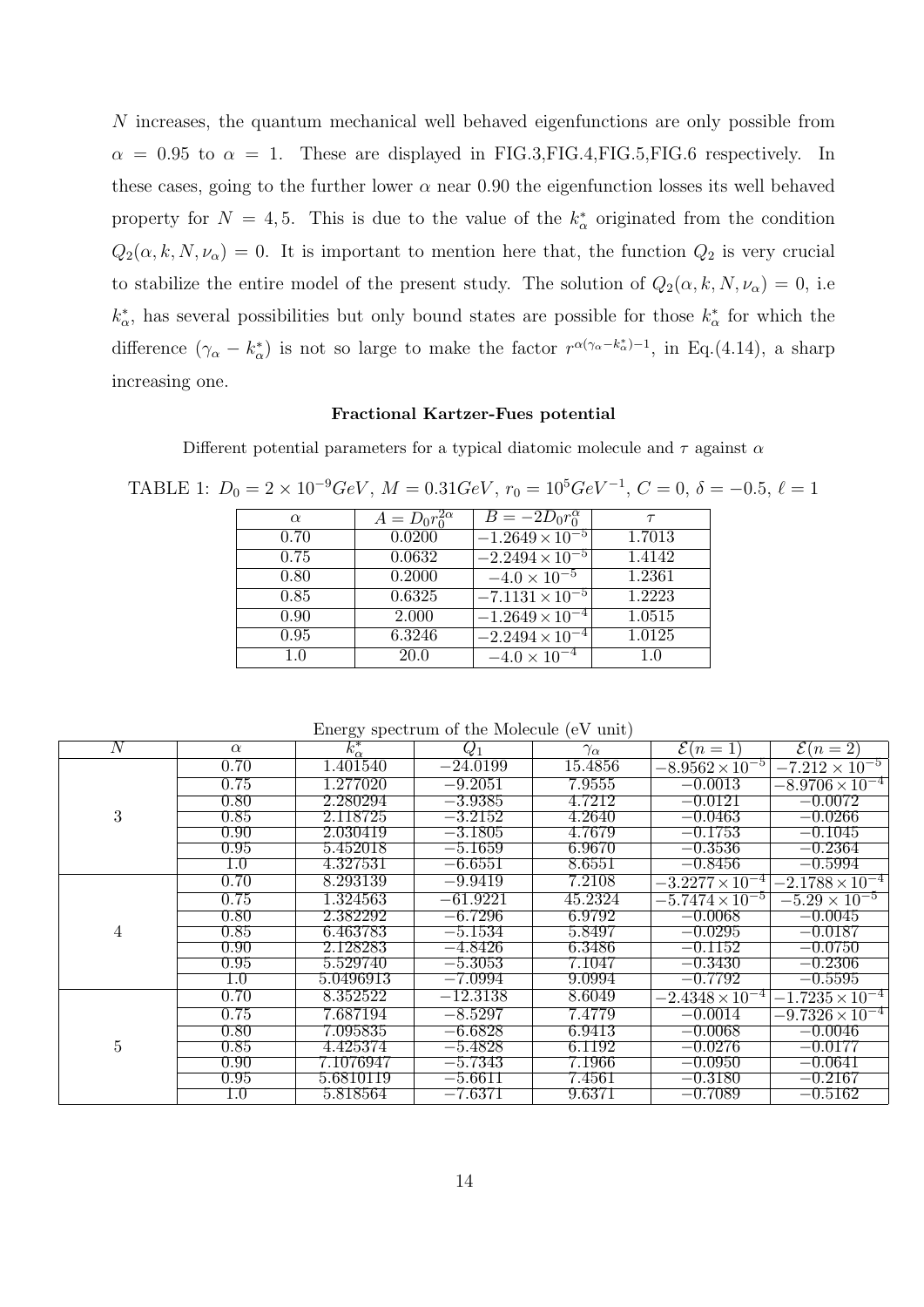$N$ increases, the quantum mechanical well behaved eigenfunctions are only possible from $\alpha = 0.95$ to $\alpha = 1$. These are displayed in FIG.3,FIG.4,FIG.5,FIG.6 respectively. In these cases, going to the further lower $\alpha$ near 0.90 the eigenfunction losses its well behaved property for $N = 4, 5$. This is due to the value of the $k^*_\alpha$ originated from the condition $Q_2(\alpha, k, N, \nu_\alpha) = 0$. It is important to mention here that, the function $Q_2$ is very crucial to stabilize the entire model of the present study. The solution of $Q_2(\alpha, k, N, \nu_\alpha) = 0$, i.e $k^*_\alpha$, has several possibilities but only bound states are possible for those $k^*_\alpha$ for which the difference $(\gamma_\alpha - k^*_\alpha)$ is not so large to make the factor $r^{\alpha(\gamma_\alpha - k^*_\alpha)-1}$, in Eq.(4.14), a sharp increasing one.

**Fractional Kartzer-Fues potential**

Different potential parameters for a typical diatomic molecule and $\tau$ against $\alpha$

TABLE 1: $D_0 = 2\times 10^{-9}GeV$, $M = 0.31GeV$, $r_0 = 10^5 GeV^{-1}$, $C = 0$, $\delta = -0.5$, $\ell = 1$

| $\alpha$ | $A = D_0 r_0^{2\alpha}$ | $B = -2D_0 r_0^{\alpha}$ | $\tau$ |
|---|---|---|---|
| 0.70 | 0.0200 | $-1.2649\times 10^{-5}$ | 1.7013 |
| 0.75 | 0.0632 | $-2.2494\times 10^{-5}$ | 1.4142 |
| 0.80 | 0.2000 | $-4.0\times 10^{-5}$ | 1.2361 |
| 0.85 | 0.6325 | $-7.1131\times 10^{-5}$ | 1.2223 |
| 0.90 | 2.000 | $-1.2649\times 10^{-4}$ | 1.0515 |
| 0.95 | 6.3246 | $-2.2494\times 10^{-4}$ | 1.0125 |
| 1.0 | 20.0 | $-4.0\times 10^{-4}$ | 1.0 |

Energy spectrum of the Molecule (eV unit)

| $N$ | $\alpha$ | $k^*_\alpha$ | $Q_1$ | $\gamma_\alpha$ | $\mathcal{E}(n=1)$ | $\mathcal{E}(n=2)$ |
|---|---|---|---|---|---|---|
| 3 | 0.70 | 1.401540 | $-24.0199$ | 15.4856 | $-8.9562\times 10^{-5}$ | $-7.212\times 10^{-5}$ |
| | 0.75 | 1.277020 | $-9.2051$ | 7.9555 | $-0.0013$ | $-8.9706\times 10^{-4}$ |
| | 0.80 | 2.280294 | $-3.9385$ | 4.7212 | $-0.0121$ | $-0.0072$ |
| | 0.85 | 2.118725 | $-3.2152$ | 4.2640 | $-0.0463$ | $-0.0266$ |
| | 0.90 | 2.030419 | $-3.1805$ | 4.7679 | $-0.1753$ | $-0.1045$ |
| | 0.95 | 5.452018 | $-5.1659$ | 6.9670 | $-0.3536$ | $-0.2364$ |
| | 1.0 | 4.327531 | $-6.6551$ | 8.6551 | $-0.8456$ | $-0.5994$ |
| 4 | 0.70 | 8.293139 | $-9.9419$ | 7.2108 | $-3.2277\times 10^{-4}$ | $-2.1788\times 10^{-4}$ |
| | 0.75 | 1.324563 | $-61.9221$ | 45.2324 | $-5.7474\times 10^{-5}$ | $-5.29\times 10^{-5}$ |
| | 0.80 | 2.382292 | $-6.7296$ | 6.9792 | $-0.0068$ | $-0.0045$ |
| | 0.85 | 6.463783 | $-5.1534$ | 5.8497 | $-0.0295$ | $-0.0187$ |
| | 0.90 | 2.128283 | $-4.8426$ | 6.3486 | $-0.1152$ | $-0.0750$ |
| | 0.95 | 5.529740 | $-5.3053$ | 7.1047 | $-0.3430$ | $-0.2306$ |
| | 1.0 | 5.0496913 | $-7.0994$ | 9.0994 | $-0.7792$ | $-0.5595$ |
| 5 | 0.70 | 8.352522 | $-12.3138$ | 8.6049 | $-2.4348\times 10^{-4}$ | $-1.7235\times 10^{-4}$ |
| | 0.75 | 7.687194 | $-8.5297$ | 7.4779 | $-0.0014$ | $-9.7326\times 10^{-4}$ |
| | 0.80 | 7.095835 | $-6.6828$ | 6.9413 | $-0.0068$ | $-0.0046$ |
| | 0.85 | 4.425374 | $-5.4828$ | 6.1192 | $-0.0276$ | $-0.0177$ |
| | 0.90 | 7.1076947 | $-5.7343$ | 7.1966 | $-0.0950$ | $-0.0641$ |
| | 0.95 | 5.6810119 | $-5.6611$ | 7.4561 | $-0.3180$ | $-0.2167$ |
| | 1.0 | 5.818564 | $-7.6371$ | 9.6371 | $-0.7089$ | $-0.5162$ |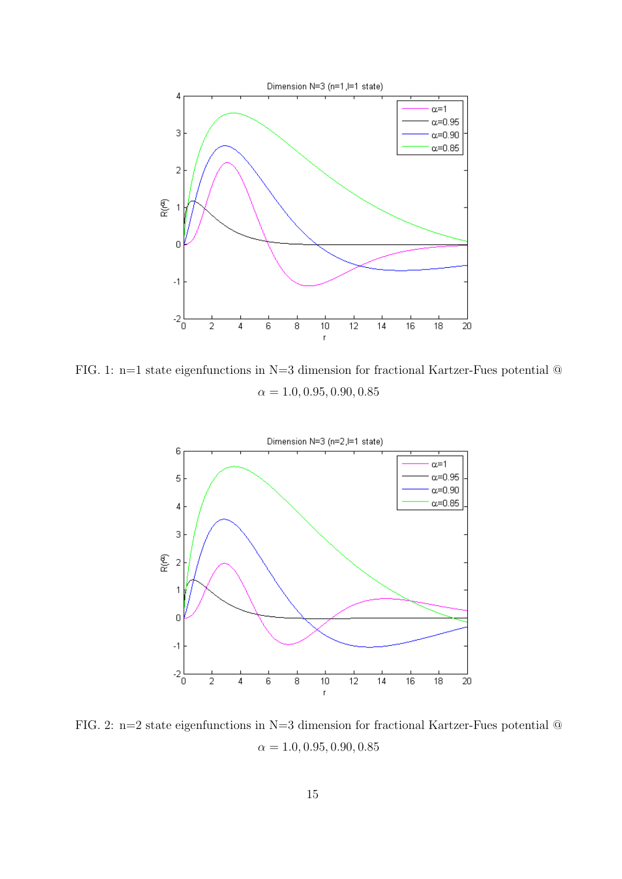FIG. 1: n=1 state eigenfunctions in N=3 dimension for fractional Kartzer-Fues potential @ $\alpha = 1.0, 0.95, 0.90, 0.85$

FIG. 2: n=2 state eigenfunctions in N=3 dimension for fractional Kartzer-Fues potential @ $\alpha = 1.0, 0.95, 0.90, 0.85$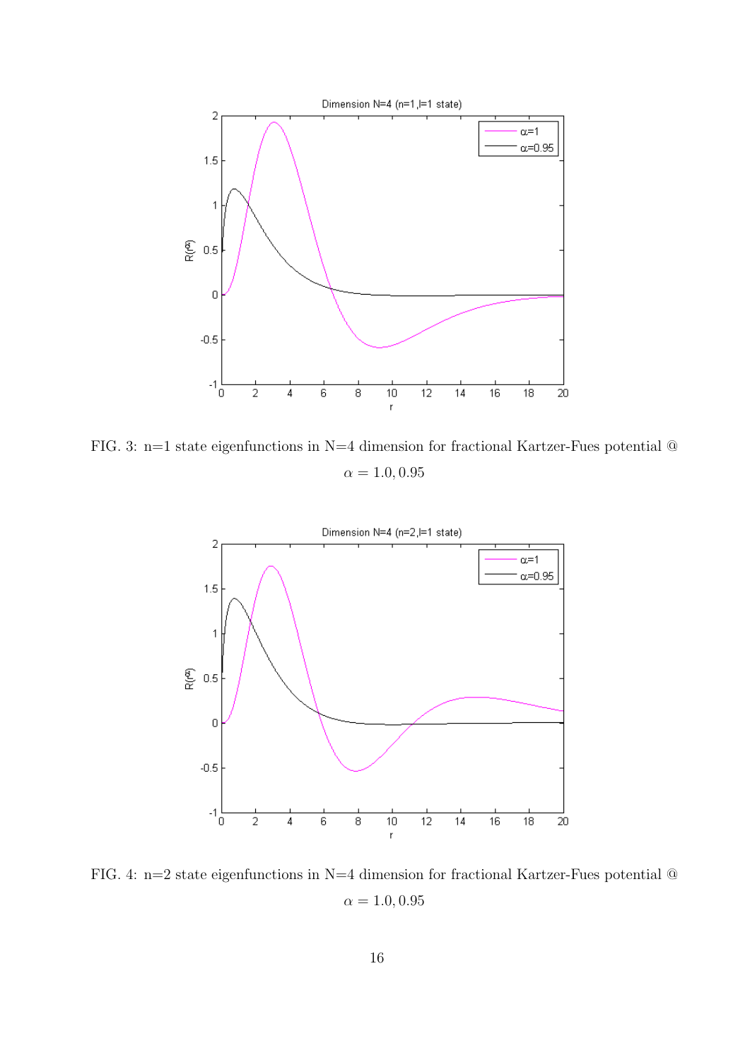FIG. 3: n=1 state eigenfunctions in N=4 dimension for fractional Kartzer-Fues potential @ $\alpha = 1.0, 0.95$

FIG. 4: n=2 state eigenfunctions in N=4 dimension for fractional Kartzer-Fues potential @ $\alpha = 1.0, 0.95$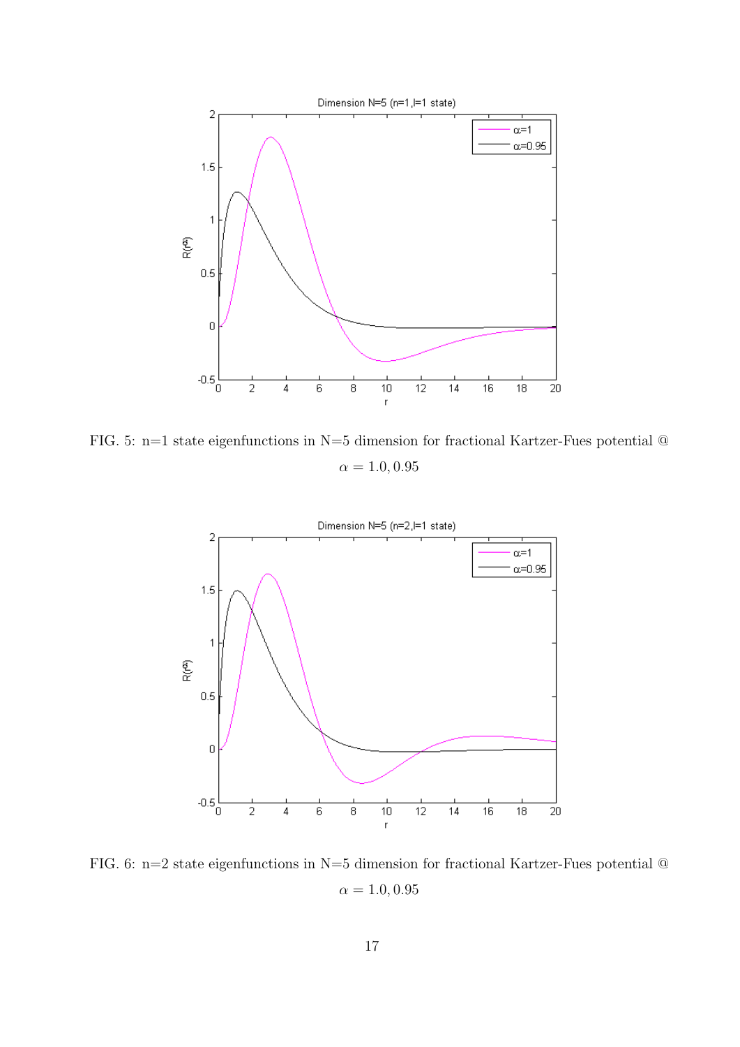FIG. 5: n=1 state eigenfunctions in N=5 dimension for fractional Kartzer-Fues potential @ $\alpha = 1.0, 0.95$

FIG. 6: n=2 state eigenfunctions in N=5 dimension for fractional Kartzer-Fues potential @ $\alpha = 1.0, 0.95$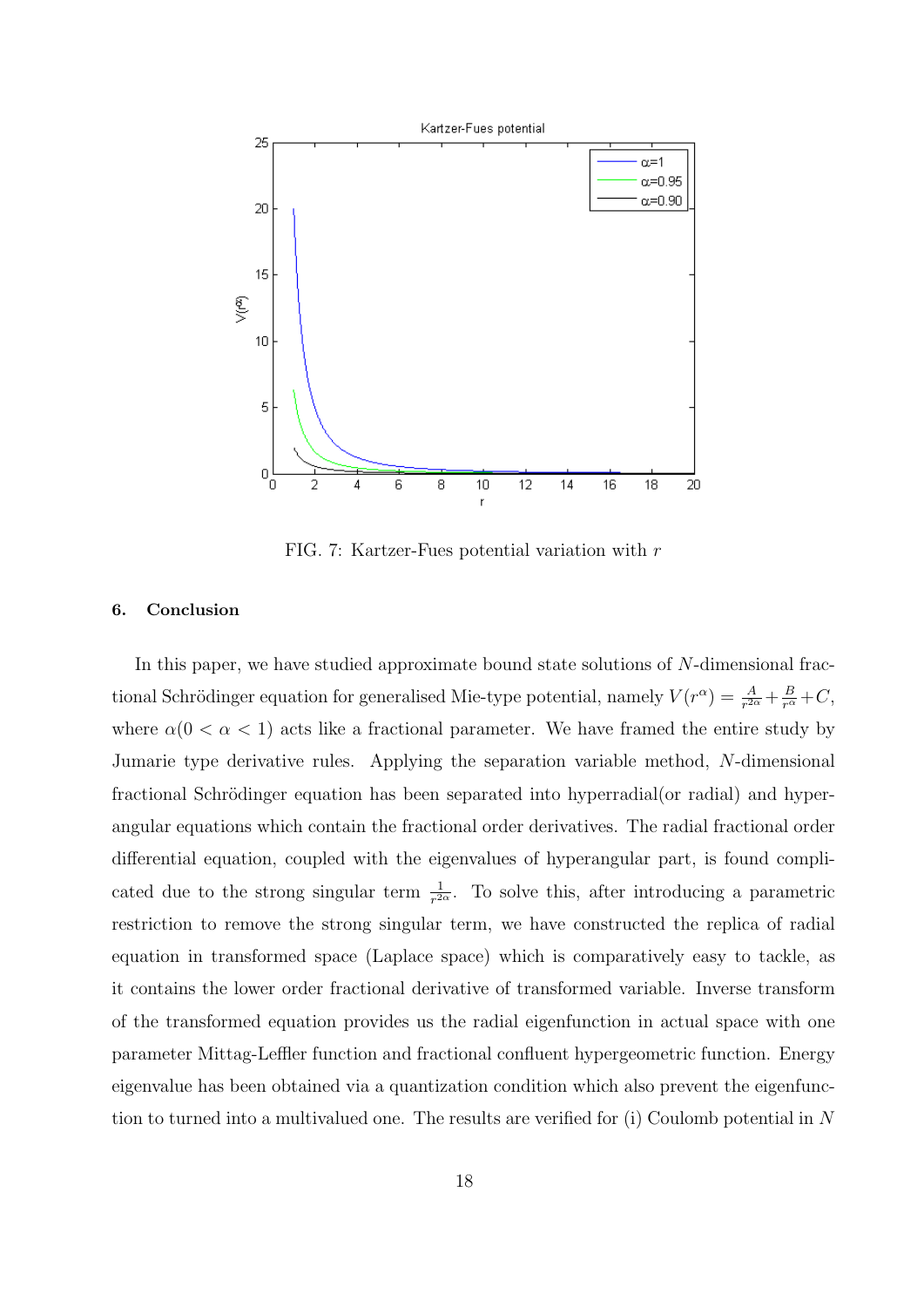FIG. 7: Kartzer-Fues potential variation with $r$

### 6. Conclusion

In this paper, we have studied approximate bound state solutions of $N$-dimensional fractional Schrödinger equation for generalised Mie-type potential, namely $V(r^\alpha) = \frac{A}{r^{2\alpha}} + \frac{B}{r^\alpha} + C$, where $\alpha (0 < \alpha < 1)$ acts like a fractional parameter. We have framed the entire study by Jumarie type derivative rules. Applying the separation variable method, $N$-dimensional fractional Schrödinger equation has been separated into hyperradial(or radial) and hyperangular equations which contain the fractional order derivatives. The radial fractional order differential equation, coupled with the eigenvalues of hyperangular part, is found complicated due to the strong singular term $\frac{1}{r^{2\alpha}}$. To solve this, after introducing a parametric restriction to remove the strong singular term, we have constructed the replica of radial equation in transformed space (Laplace space) which is comparatively easy to tackle, as it contains the lower order fractional derivative of transformed variable. Inverse transform of the transformed equation provides us the radial eigenfunction in actual space with one parameter Mittag-Leffler function and fractional confluent hypergeometric function. Energy eigenvalue has been obtained via a quantization condition which also prevent the eigenfunction to turned into a multivalued one. The results are verified for (i) Coulomb potential in $N$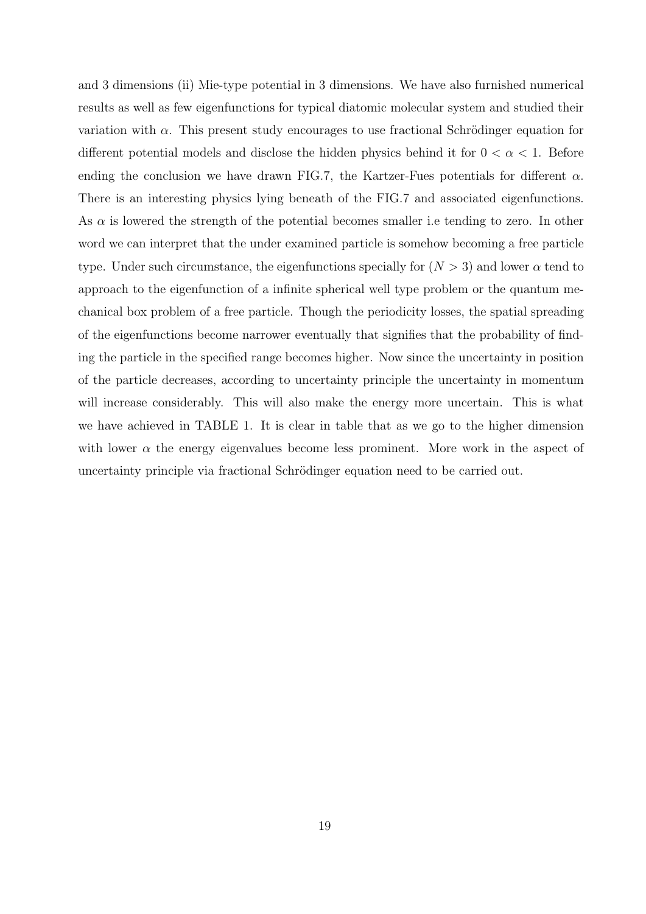and 3 dimensions (ii) Mie-type potential in 3 dimensions. We have also furnished numerical results as well as few eigenfunctions for typical diatomic molecular system and studied their variation with $\alpha$. This present study encourages to use fractional Schrödinger equation for different potential models and disclose the hidden physics behind it for $0 < \alpha < 1$. Before ending the conclusion we have drawn FIG.7, the Kartzer-Fues potentials for different $\alpha$. There is an interesting physics lying beneath of the FIG.7 and associated eigenfunctions. As $\alpha$ is lowered the strength of the potential becomes smaller i.e tending to zero. In other word we can interpret that the under examined particle is somehow becoming a free particle type. Under such circumstance, the eigenfunctions specially for $(N > 3)$ and lower $\alpha$ tend to approach to the eigenfunction of a infinite spherical well type problem or the quantum mechanical box problem of a free particle. Though the periodicity losses, the spatial spreading of the eigenfunctions become narrower eventually that signifies that the probability of finding the particle in the specified range becomes higher. Now since the uncertainty in position of the particle decreases, according to uncertainty principle the uncertainty in momentum will increase considerably. This will also make the energy more uncertain. This is what we have achieved in TABLE 1. It is clear in table that as we go to the higher dimension with lower $\alpha$ the energy eigenvalues become less prominent. More work in the aspect of uncertainty principle via fractional Schrödinger equation need to be carried out.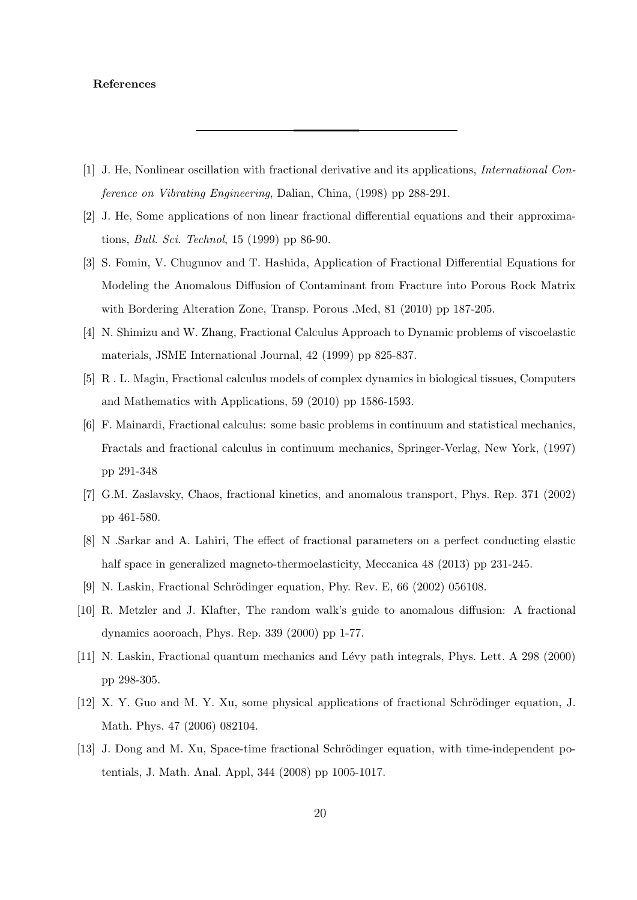**References**

---

[1] J. He, Nonlinear oscillation with fractional derivative and its applications, *International Conference on Vibrating Engineering*, Dalian, China, (1998) pp 288-291.

[2] J. He, Some applications of non linear fractional differential equations and their approximations, *Bull. Sci. Technol*, 15 (1999) pp 86-90.

[3] S. Fomin, V. Chugunov and T. Hashida, Application of Fractional Differential Equations for Modeling the Anomalous Diffusion of Contaminant from Fracture into Porous Rock Matrix with Bordering Alteration Zone, Transp. Porous .Med, 81 (2010) pp 187-205.

[4] N. Shimizu and W. Zhang, Fractional Calculus Approach to Dynamic problems of viscoelastic materials, JSME International Journal, 42 (1999) pp 825-837.

[5] R . L. Magin, Fractional calculus models of complex dynamics in biological tissues, Computers and Mathematics with Applications, 59 (2010) pp 1586-1593.

[6] F. Mainardi, Fractional calculus: some basic problems in continuum and statistical mechanics, Fractals and fractional calculus in continuum mechanics, Springer-Verlag, New York, (1997) pp 291-348

[7] G.M. Zaslavsky, Chaos, fractional kinetics, and anomalous transport, Phys. Rep. 371 (2002) pp 461-580.

[8] N .Sarkar and A. Lahiri, The effect of fractional parameters on a perfect conducting elastic half space in generalized magneto-thermoelasticity, Meccanica 48 (2013) pp 231-245.

[9] N. Laskin, Fractional Schrödinger equation, Phy. Rev. E, 66 (2002) 056108.

[10] R. Metzler and J. Klafter, The random walk's guide to anomalous diffusion: A fractional dynamics aooroach, Phys. Rep. 339 (2000) pp 1-77.

[11] N. Laskin, Fractional quantum mechanics and Lévy path integrals, Phys. Lett. A 298 (2000) pp 298-305.

[12] X. Y. Guo and M. Y. Xu, some physical applications of fractional Schrödinger equation, J. Math. Phys. 47 (2006) 082104.

[13] J. Dong and M. Xu, Space-time fractional Schrödinger equation, with time-independent potentials, J. Math. Anal. Appl, 344 (2008) pp 1005-1017.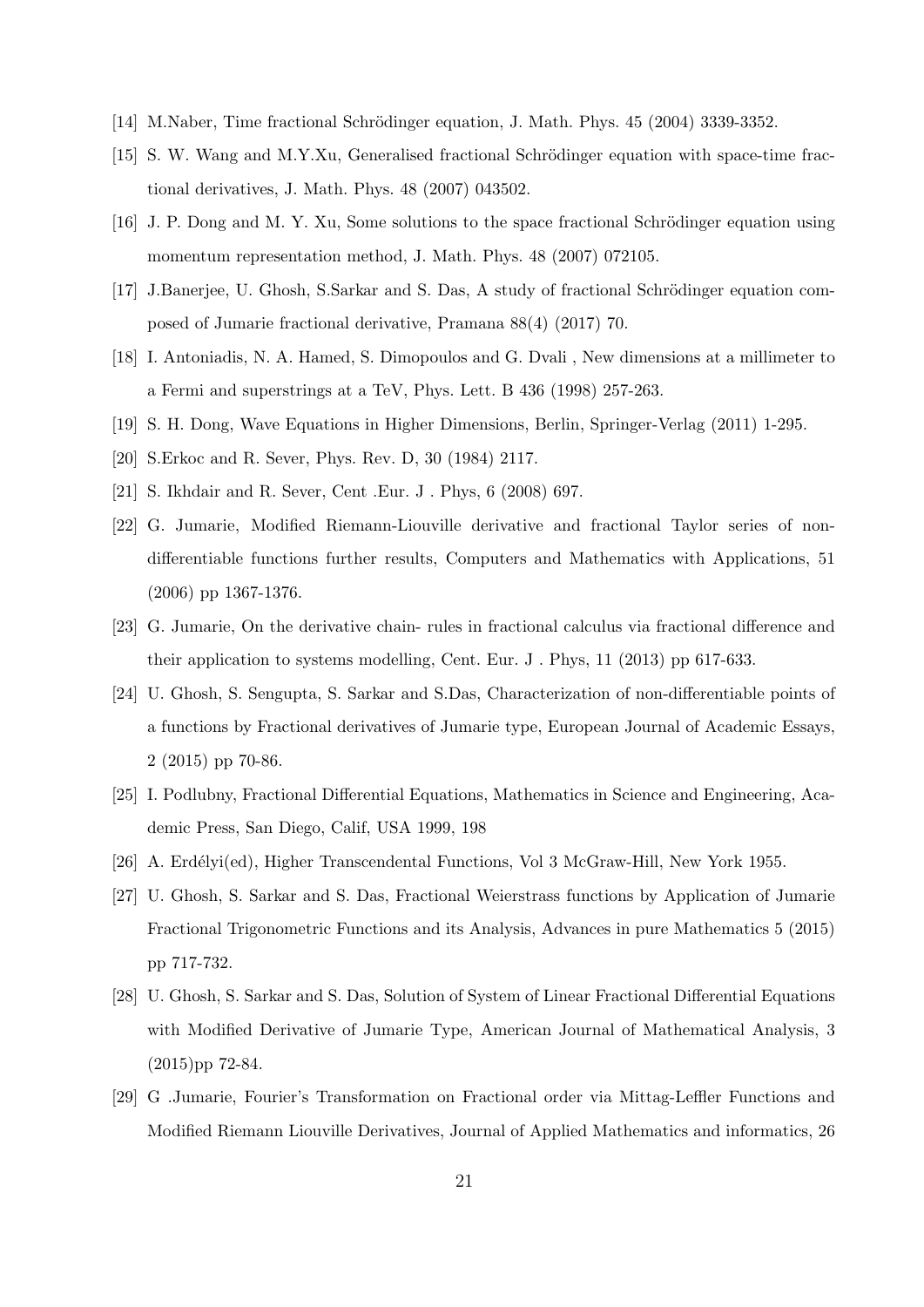[14] M.Naber, Time fractional Schrödinger equation, J. Math. Phys. 45 (2004) 3339-3352.

[15] S. W. Wang and M.Y.Xu, Generalised fractional Schrödinger equation with space-time fractional derivatives, J. Math. Phys. 48 (2007) 043502.

[16] J. P. Dong and M. Y. Xu, Some solutions to the space fractional Schrödinger equation using momentum representation method, J. Math. Phys. 48 (2007) 072105.

[17] J.Banerjee, U. Ghosh, S.Sarkar and S. Das, A study of fractional Schrödinger equation composed of Jumarie fractional derivative, Pramana 88(4) (2017) 70.

[18] I. Antoniadis, N. A. Hamed, S. Dimopoulos and G. Dvali , New dimensions at a millimeter to a Fermi and superstrings at a TeV, Phys. Lett. B 436 (1998) 257-263.

[19] S. H. Dong, Wave Equations in Higher Dimensions, Berlin, Springer-Verlag (2011) 1-295.

[20] S.Erkoc and R. Sever, Phys. Rev. D, 30 (1984) 2117.

[21] S. Ikhdair and R. Sever, Cent .Eur. J . Phys, 6 (2008) 697.

[22] G. Jumarie, Modified Riemann-Liouville derivative and fractional Taylor series of non-differentiable functions further results, Computers and Mathematics with Applications, 51 (2006) pp 1367-1376.

[23] G. Jumarie, On the derivative chain- rules in fractional calculus via fractional difference and their application to systems modelling, Cent. Eur. J . Phys, 11 (2013) pp 617-633.

[24] U. Ghosh, S. Sengupta, S. Sarkar and S.Das, Characterization of non-differentiable points of a functions by Fractional derivatives of Jumarie type, European Journal of Academic Essays, 2 (2015) pp 70-86.

[25] I. Podlubny, Fractional Differential Equations, Mathematics in Science and Engineering, Academic Press, San Diego, Calif, USA 1999, 198

[26] A. Erdélyi(ed), Higher Transcendental Functions, Vol 3 McGraw-Hill, New York 1955.

[27] U. Ghosh, S. Sarkar and S. Das, Fractional Weierstrass functions by Application of Jumarie Fractional Trigonometric Functions and its Analysis, Advances in pure Mathematics 5 (2015) pp 717-732.

[28] U. Ghosh, S. Sarkar and S. Das, Solution of System of Linear Fractional Differential Equations with Modified Derivative of Jumarie Type, American Journal of Mathematical Analysis, 3 (2015)pp 72-84.

[29] G .Jumarie, Fourier's Transformation on Fractional order via Mittag-Leffler Functions and Modified Riemann Liouville Derivatives, Journal of Applied Mathematics and informatics, 26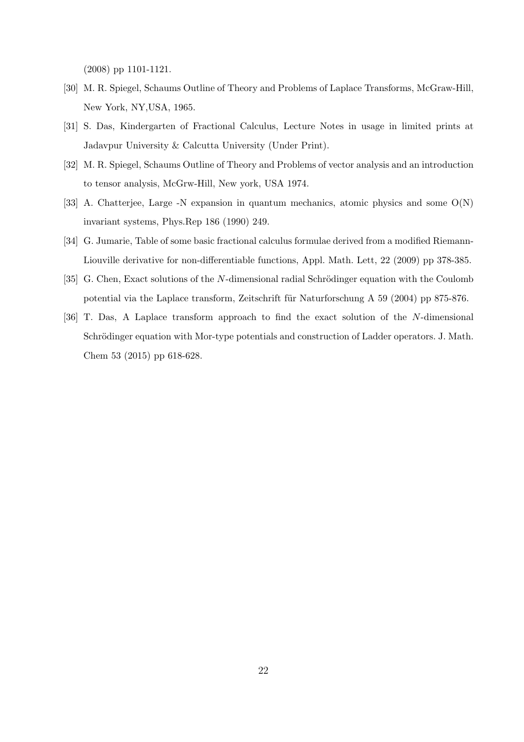(2008) pp 1101-1121.

[30] M. R. Spiegel, Schaums Outline of Theory and Problems of Laplace Transforms, McGraw-Hill, New York, NY,USA, 1965.

[31] S. Das, Kindergarten of Fractional Calculus, Lecture Notes in usage in limited prints at Jadavpur University & Calcutta University (Under Print).

[32] M. R. Spiegel, Schaums Outline of Theory and Problems of vector analysis and an introduction to tensor analysis, McGrw-Hill, New york, USA 1974.

[33] A. Chatterjee, Large -N expansion in quantum mechanics, atomic physics and some O(N) invariant systems, Phys.Rep 186 (1990) 249.

[34] G. Jumarie, Table of some basic fractional calculus formulae derived from a modified Riemann-Liouville derivative for non-differentiable functions, Appl. Math. Lett, 22 (2009) pp 378-385.

[35] G. Chen, Exact solutions of the $N$-dimensional radial Schrödinger equation with the Coulomb potential via the Laplace transform, Zeitschrift für Naturforschung A 59 (2004) pp 875-876.

[36] T. Das, A Laplace transform approach to find the exact solution of the $N$-dimensional Schrödinger equation with Mor-type potentials and construction of Ladder operators. J. Math. Chem 53 (2015) pp 618-628.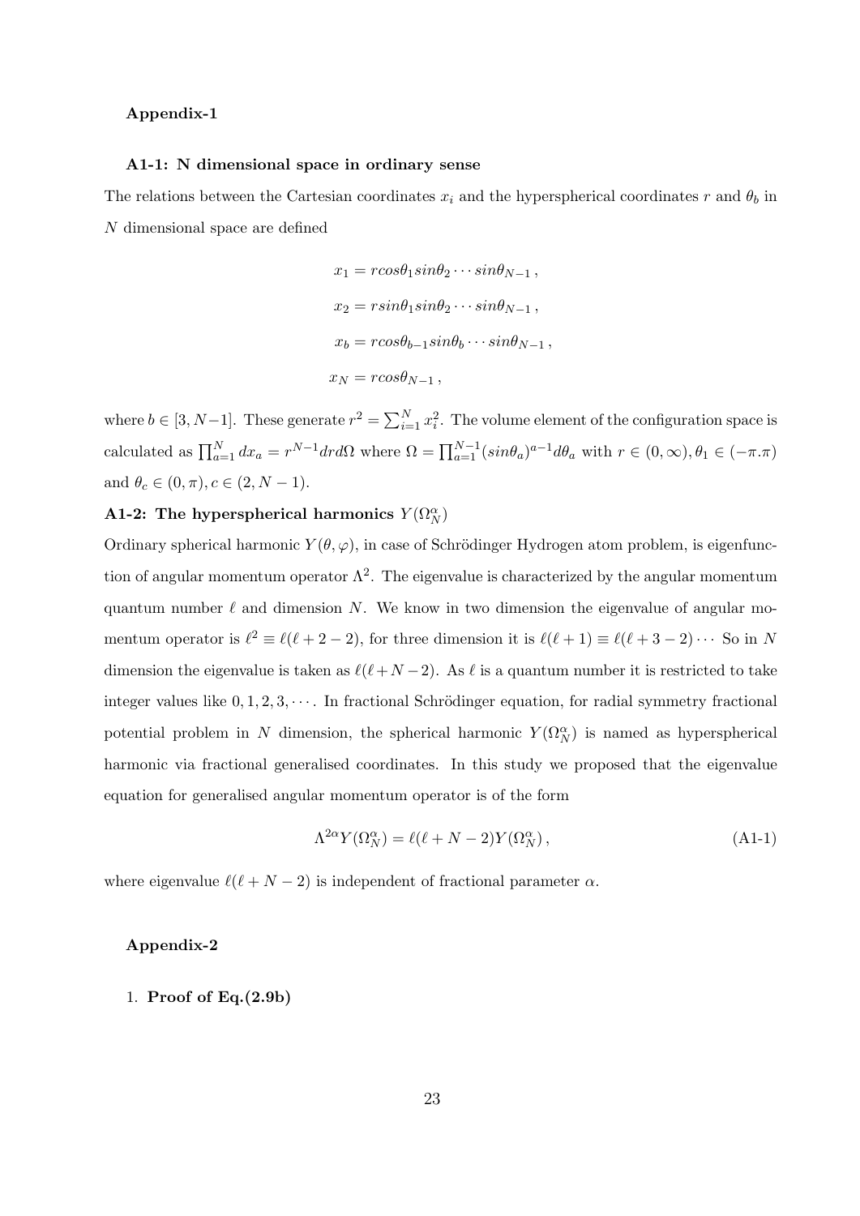**Appendix-1**

**A1-1: N dimensional space in ordinary sense**

The relations between the Cartesian coordinates $x_i$ and the hyperspherical coordinates $r$ and $\theta_b$ in $N$ dimensional space are defined

$$x_1 = rcos\theta_1 sin\theta_2 \cdots sin\theta_{N-1}\,,$$

$$x_2 = rsin\theta_1 sin\theta_2 \cdots sin\theta_{N-1}\,,$$

$$x_b = rcos\theta_{b-1} sin\theta_b \cdots sin\theta_{N-1}\,,$$

$$x_N = rcos\theta_{N-1}\,,$$

where $b \in [3, N-1]$. These generate $r^2 = \sum_{i=1}^{N} x_i^2$. The volume element of the configuration space is calculated as $\prod_{a=1}^{N} dx_a = r^{N-1} dr d\Omega$ where $\Omega = \prod_{a=1}^{N-1} (sin\theta_a)^{a-1} d\theta_a$ with $r \in (0, \infty), \theta_1 \in (-\pi.\pi)$ and $\theta_c \in (0, \pi), c \in (2, N-1)$.

**A1-2: The hyperspherical harmonics $Y(\Omega_N^\alpha)$**

Ordinary spherical harmonic $Y(\theta, \varphi)$, in case of Schrödinger Hydrogen atom problem, is eigenfunction of angular momentum operator $\Lambda^2$. The eigenvalue is characterized by the angular momentum quantum number $\ell$ and dimension $N$. We know in two dimension the eigenvalue of angular momentum operator is $\ell^2 \equiv \ell(\ell + 2 - 2)$, for three dimension it is $\ell(\ell + 1) \equiv \ell(\ell + 3 - 2) \cdots$ So in $N$ dimension the eigenvalue is taken as $\ell(\ell + N - 2)$. As $\ell$ is a quantum number it is restricted to take integer values like $0, 1, 2, 3, \cdots$. In fractional Schrödinger equation, for radial symmetry fractional potential problem in $N$ dimension, the spherical harmonic $Y(\Omega_N^\alpha)$ is named as hyperspherical harmonic via fractional generalised coordinates. In this study we proposed that the eigenvalue equation for generalised angular momentum operator is of the form

$$\Lambda^{2\alpha} Y(\Omega_N^\alpha) = \ell(\ell + N - 2) Y(\Omega_N^\alpha)\,, \tag{A1-1}$$

where eigenvalue $\ell(\ell + N - 2)$ is independent of fractional parameter $\alpha$.

**Appendix-2**

1. **Proof of Eq.(2.9b)**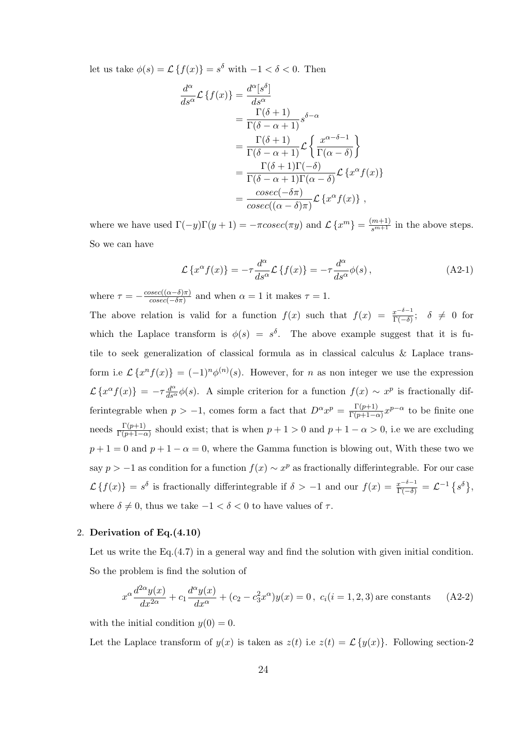let us take $\phi(s) = \mathcal{L}\{f(x)\} = s^{\delta}$ with $-1 < \delta < 0$. Then

$$
\begin{aligned}
\frac{d^{\alpha}}{ds^{\alpha}}\mathcal{L}\{f(x)\} &= \frac{d^{\alpha}[s^{\delta}]}{ds^{\alpha}} \\
&= \frac{\Gamma(\delta+1)}{\Gamma(\delta-\alpha+1)}s^{\delta-\alpha} \\
&= \frac{\Gamma(\delta+1)}{\Gamma(\delta-\alpha+1)}\mathcal{L}\left\{\frac{x^{\alpha-\delta-1}}{\Gamma(\alpha-\delta)}\right\} \\
&= \frac{\Gamma(\delta+1)\Gamma(-\delta)}{\Gamma(\delta-\alpha+1)\Gamma(\alpha-\delta)}\mathcal{L}\{x^{\alpha}f(x)\} \\
&= \frac{cosec(-\delta\pi)}{cosec((\alpha-\delta)\pi)}\mathcal{L}\{x^{\alpha}f(x)\}\,,
\end{aligned}
$$

where we have used $\Gamma(-y)\Gamma(y+1) = -\pi cosec(\pi y)$ and $\mathcal{L}\{x^m\} = \frac{(m+1)}{s^{m+1}}$ in the above steps. So we can have

$$
\mathcal{L}\{x^{\alpha}f(x)\} = -\tau\frac{d^{\alpha}}{ds^{\alpha}}\mathcal{L}\{f(x)\} = -\tau\frac{d^{\alpha}}{ds^{\alpha}}\phi(s)\,, \tag{A2-1}
$$

where $\tau = -\frac{cosec((\alpha-\delta)\pi)}{cosec(-\delta\pi)}$ and when $\alpha = 1$ it makes $\tau = 1$.

The above relation is valid for a function $f(x)$ such that $f(x) = \frac{x^{-\delta-1}}{\Gamma(-\delta)};\ \ \delta \neq 0$ for which the Laplace transform is $\phi(s) = s^{\delta}$. The above example suggest that it is futile to seek generalization of classical formula as in classical calculus & Laplace transform i.e $\mathcal{L}\{x^n f(x)\} = (-1)^n\phi^{(n)}(s)$. However, for $n$ as non integer we use the expression $\mathcal{L}\{x^{\alpha}f(x)\} = -\tau\frac{d^{\alpha}}{ds^{\alpha}}\phi(s)$. A simple criterion for a function $f(x) \sim x^p$ is fractionally differintegrable when $p > -1$, comes form a fact that $D^{\alpha}x^p = \frac{\Gamma(p+1)}{\Gamma(p+1-\alpha)}x^{p-\alpha}$ to be finite one needs $\frac{\Gamma(p+1)}{\Gamma(p+1-\alpha)}$ should exist; that is when $p+1 > 0$ and $p+1-\alpha > 0$, i.e we are excluding $p+1 = 0$ and $p+1-\alpha = 0$, where the Gamma function is blowing out, With these two we say $p > -1$ as condition for a function $f(x) \sim x^p$ as fractionally differintegrable. For our case $\mathcal{L}\{f(x)\} = s^{\delta}$ is fractionally differintegrable if $\delta > -1$ and our $f(x) = \frac{x^{-\delta-1}}{\Gamma(-\delta)} = \mathcal{L}^{-1}\{s^{\delta}\}$, where $\delta \neq 0$, thus we take $-1 < \delta < 0$ to have values of $\tau$.

2. **Derivation of Eq.(4.10)**

Let us write the Eq.(4.7) in a general way and find the solution with given initial condition. So the problem is find the solution of

$$
x^{\alpha}\frac{d^{2\alpha}y(x)}{dx^{2\alpha}} + c_1\frac{d^{\alpha}y(x)}{dx^{\alpha}} + (c_2 - c_3^2x^{\alpha})y(x) = 0\,,\ c_i(i=1,2,3)\,\text{are constants} \tag{A2-2}
$$

with the initial condition $y(0) = 0$.

Let the Laplace transform of $y(x)$ is taken as $z(t)$ i.e $z(t) = \mathcal{L}\{y(x)\}$. Following section-2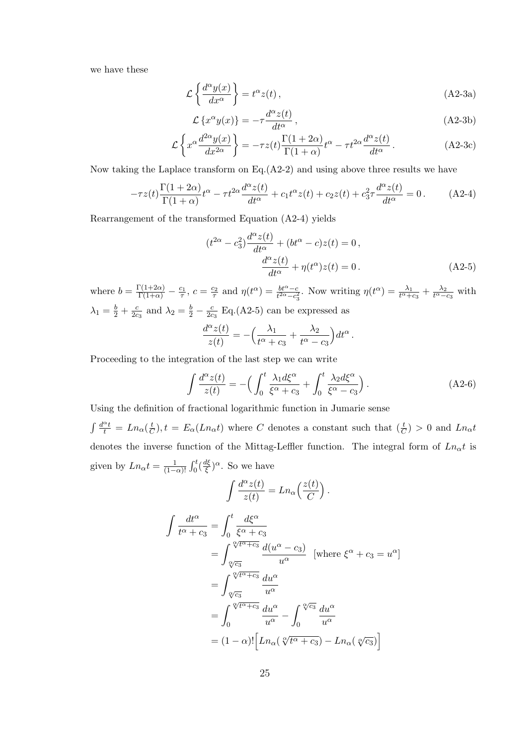we have these

$$\mathcal{L}\left\{\frac{d^{\alpha}y(x)}{dx^{\alpha}}\right\} = t^{\alpha}z(t)\,, \tag{A2-3a}$$

$$\mathcal{L}\left\{x^{\alpha}y(x)\right\} = -\tau\frac{d^{\alpha}z(t)}{dt^{\alpha}}\,, \tag{A2-3b}$$

$$\mathcal{L}\left\{x^{\alpha}\frac{d^{2\alpha}y(x)}{dx^{2\alpha}}\right\} = -\tau z(t)\frac{\Gamma(1+2\alpha)}{\Gamma(1+\alpha)}t^{\alpha} - \tau t^{2\alpha}\frac{d^{\alpha}z(t)}{dt^{\alpha}}\,. \tag{A2-3c}$$

Now taking the Laplace transform on Eq.(A2-2) and using above three results we have

$$-\tau z(t)\frac{\Gamma(1+2\alpha)}{\Gamma(1+\alpha)}t^{\alpha} - \tau t^{2\alpha}\frac{d^{\alpha}z(t)}{dt^{\alpha}} + c_1 t^{\alpha}z(t) + c_2 z(t) + c_3^2\tau\frac{d^{\alpha}z(t)}{dt^{\alpha}} = 0\,. \tag{A2-4}$$

Rearrangement of the transformed Equation (A2-4) yields

$$(t^{2\alpha} - c_3^2)\frac{d^{\alpha}z(t)}{dt^{\alpha}} + (bt^{\alpha} - c)z(t) = 0\,,$$

$$\frac{d^{\alpha}z(t)}{dt^{\alpha}} + \eta(t^{\alpha})z(t) = 0\,. \tag{A2-5}$$

where $b = \frac{\Gamma(1+2\alpha)}{\Gamma(1+\alpha)} - \frac{c_1}{\tau}$, $c = \frac{c_2}{\tau}$ and $\eta(t^{\alpha}) = \frac{bt^{\alpha}-c}{t^{2\alpha}-c_3^2}$. Now writing $\eta(t^{\alpha}) = \frac{\lambda_1}{t^{\alpha}+c_3} + \frac{\lambda_2}{t^{\alpha}-c_3}$ with $\lambda_1 = \frac{b}{2} + \frac{c}{2c_3}$ and $\lambda_2 = \frac{b}{2} - \frac{c}{2c_3}$ Eq.(A2-5) can be expressed as

$$\frac{d^{\alpha}z(t)}{z(t)} = -\Big(\frac{\lambda_1}{t^{\alpha}+c_3} + \frac{\lambda_2}{t^{\alpha}-c_3}\Big)dt^{\alpha}\,.$$

Proceeding to the integration of the last step we can write

$$\int\frac{d^{\alpha}z(t)}{z(t)} = -\Big(\int_0^t\frac{\lambda_1 d\xi^{\alpha}}{\xi^{\alpha}+c_3} + \int_0^t\frac{\lambda_2 d\xi^{\alpha}}{\xi^{\alpha}-c_3}\Big)\,. \tag{A2-6}$$

Using the definition of fractional logarithmic function in Jumarie sense

$\int\frac{d^{\alpha}t}{t} = Ln_{\alpha}(\frac{t}{C}), t = E_{\alpha}(Ln_{\alpha}t)$ where $C$ denotes a constant such that $(\frac{t}{C}) > 0$ and $Ln_{\alpha}t$ denotes the inverse function of the Mittag-Leffler function. The integral form of $Ln_{\alpha}t$ is given by $Ln_{\alpha}t = \frac{1}{(1-\alpha)!}\int_0^t(\frac{d\xi}{\xi})^{\alpha}$. So we have

$$\int\frac{d^{\alpha}z(t)}{z(t)} = Ln_{\alpha}\Big(\frac{z(t)}{C}\Big)\,.$$

$$\begin{aligned}
\int\frac{dt^{\alpha}}{t^{\alpha}+c_3} &= \int_0^t\frac{d\xi^{\alpha}}{\xi^{\alpha}+c_3} \\
&= \int_{\sqrt[\alpha]{c_3}}^{\sqrt[\alpha]{t^{\alpha}+c_3}}\frac{d(u^{\alpha}-c_3)}{u^{\alpha}} \quad [\text{where } \xi^{\alpha}+c_3 = u^{\alpha}] \\
&= \int_{\sqrt[\alpha]{c_3}}^{\sqrt[\alpha]{t^{\alpha}+c_3}}\frac{du^{\alpha}}{u^{\alpha}} \\
&= \int_0^{\sqrt[\alpha]{t^{\alpha}+c_3}}\frac{du^{\alpha}}{u^{\alpha}} - \int_0^{\sqrt[\alpha]{c_3}}\frac{du^{\alpha}}{u^{\alpha}} \\
&= (1-\alpha)!\Big[Ln_{\alpha}(\sqrt[\alpha]{t^{\alpha}+c_3}) - Ln_{\alpha}(\sqrt[\alpha]{c_3})\Big]
\end{aligned}$$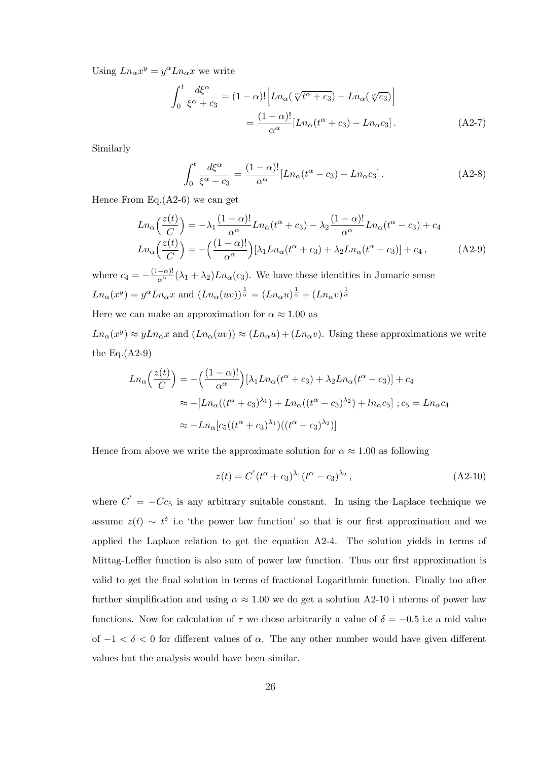Using $Ln_\alpha x^y = y^\alpha Ln_\alpha x$ we write

$$\int_0^t \frac{d\xi^\alpha}{\xi^\alpha + c_3} = (1-\alpha)!\Big[Ln_\alpha(\sqrt[\alpha]{t^\alpha + c_3}) - Ln_\alpha(\sqrt[\alpha]{c_3})\Big]$$

$$= \frac{(1-\alpha)!}{\alpha^\alpha}[Ln_\alpha(t^\alpha + c_3) - Ln_\alpha c_3]\,. \tag{A2-7}$$

Similarly

$$\int_0^t \frac{d\xi^\alpha}{\xi^\alpha - c_3} = \frac{(1-\alpha)!}{\alpha^\alpha}[Ln_\alpha(t^\alpha - c_3) - Ln_\alpha c_3]\,. \tag{A2-8}$$

Hence From Eq.(A2-6) we can get

$$Ln_\alpha\Big(\frac{z(t)}{C}\Big) = -\lambda_1\frac{(1-\alpha)!}{\alpha^\alpha}Ln_\alpha(t^\alpha + c_3) - \lambda_2\frac{(1-\alpha)!}{\alpha^\alpha}Ln_\alpha(t^\alpha - c_3) + c_4$$

$$Ln_\alpha\Big(\frac{z(t)}{C}\Big) = -\Big(\frac{(1-\alpha)!}{\alpha^\alpha}\Big)[\lambda_1 Ln_\alpha(t^\alpha + c_3) + \lambda_2 Ln_\alpha(t^\alpha - c_3)] + c_4\,, \tag{A2-9}$$

where $c_4 = -\frac{(1-\alpha)!}{\alpha^\alpha}(\lambda_1 + \lambda_2)Ln_\alpha(c_3)$. We have these identities in Jumarie sense

$Ln_\alpha(x^y) = y^\alpha Ln_\alpha x$ and $(Ln_\alpha(uv))^{\frac{1}{\alpha}} = (Ln_\alpha u)^{\frac{1}{\alpha}} + (Ln_\alpha v)^{\frac{1}{\alpha}}$

Here we can make an approximation for $\alpha \approx 1.00$ as

$Ln_\alpha(x^y) \approx yLn_\alpha x$ and $(Ln_\alpha(uv)) \approx (Ln_\alpha u) + (Ln_\alpha v)$. Using these approximations we write the Eq.(A2-9)

$$Ln_\alpha\Big(\frac{z(t)}{C}\Big) = -\Big(\frac{(1-\alpha)!}{\alpha^\alpha}\Big)[\lambda_1 Ln_\alpha(t^\alpha + c_3) + \lambda_2 Ln_\alpha(t^\alpha - c_3)] + c_4$$

$$\approx -[Ln_\alpha((t^\alpha + c_3)^{\lambda_1}) + Ln_\alpha((t^\alpha - c_3)^{\lambda_2}) + ln_\alpha c_5]\;; c_5 = Ln_\alpha c_4$$

$$\approx -Ln_\alpha[c_5((t^\alpha + c_3)^{\lambda_1})((t^\alpha - c_3)^{\lambda_2})]$$

Hence from above we write the approximate solution for $\alpha \approx 1.00$ as following

$$z(t) = C^{'}(t^\alpha + c_3)^{\lambda_1}(t^\alpha - c_3)^{\lambda_2}\,, \tag{A2-10}$$

where $C^{'} = -Cc_5$ is any arbitrary suitable constant. In using the Laplace technique we assume $z(t) \sim t^\delta$ i.e 'the power law function' so that is our first approximation and we applied the Laplace relation to get the equation A2-4. The solution yields in terms of Mittag-Leffler function is also sum of power law function. Thus our first approximation is valid to get the final solution in terms of fractional Logarithmic function. Finally too after further simplification and using $\alpha \approx 1.00$ we do get a solution A2-10 i nterms of power law functions. Now for calculation of $\tau$ we chose arbitrarily a value of $\delta = -0.5$ i.e a mid value of $-1 < \delta < 0$ for different values of $\alpha$. The any other number would have given different values but the analysis would have been similar.